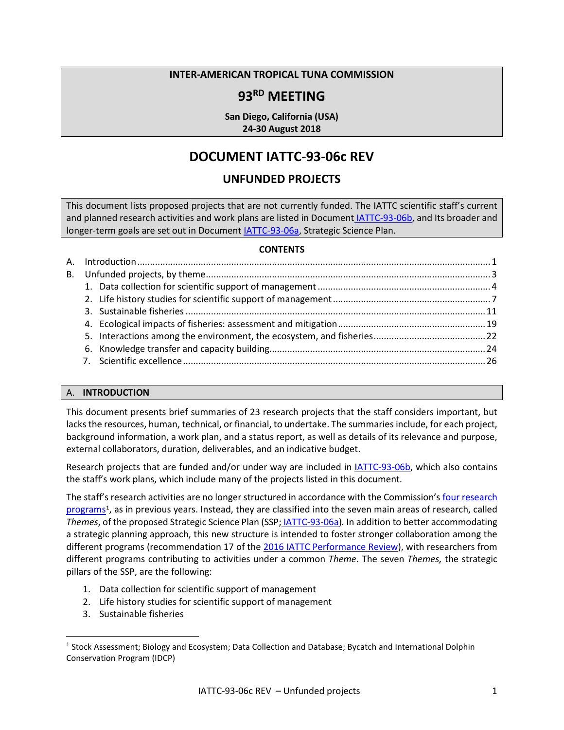**INTER-AMERICAN TROPICAL TUNA COMMISSION**

# 93RD MEETING

**San Diego, California (USA)**
**24-30 August 2018**

# DOCUMENT IATTC-93-06c REV

## UNFUNDED PROJECTS

This document lists proposed projects that are not currently funded. The IATTC scientific staff's current and planned research activities and work plans are listed in Document IATTC-93-06b, and Its broader and longer-term goals are set out in Document IATTC-93-06a, Strategic Science Plan.

**CONTENTS**

- A. Introduction ........ 1
- B. Unfunded projects, by theme ........ 3
  1. Data collection for scientific support of management ........ 4
  2. Life history studies for scientific support of management ........ 7
  3. Sustainable fisheries ........ 11
  4. Ecological impacts of fisheries: assessment and mitigation ........ 19
  5. Interactions among the environment, the ecosystem, and fisheries ........ 22
  6. Knowledge transfer and capacity building ........ 24
  7. Scientific excellence ........ 26

## A. INTRODUCTION

This document presents brief summaries of 23 research projects that the staff considers important, but lacks the resources, human, technical, or financial, to undertake. The summaries include, for each project, background information, a work plan, and a status report, as well as details of its relevance and purpose, external collaborators, duration, deliverables, and an indicative budget.

Research projects that are funded and/or under way are included in IATTC-93-06b, which also contains the staff's work plans, which include many of the projects listed in this document.

The staff's research activities are no longer structured in accordance with the Commission's four research programs[1], as in previous years. Instead, they are classified into the seven main areas of research, called *Themes*, of the proposed Strategic Science Plan (SSP; IATTC-93-06a). In addition to better accommodating a strategic planning approach, this new structure is intended to foster stronger collaboration among the different programs (recommendation 17 of the 2016 IATTC Performance Review), with researchers from different programs contributing to activities under a common *Theme*. The seven *Themes,* the strategic pillars of the SSP, are the following:

1. Data collection for scientific support of management
2. Life history studies for scientific support of management
3. Sustainable fisheries

[1] Stock Assessment; Biology and Ecosystem; Data Collection and Database; Bycatch and International Dolphin Conservation Program (IDCP)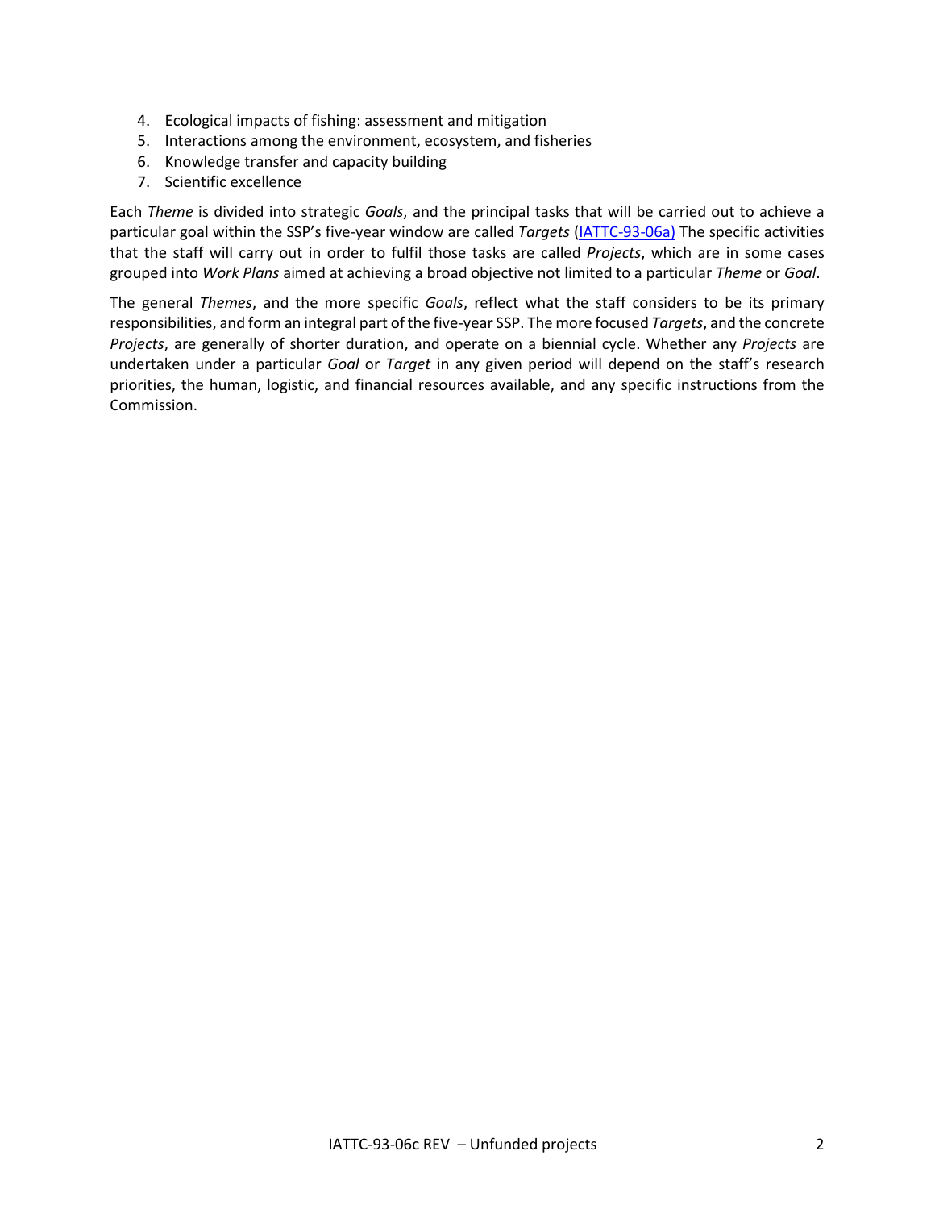4. Ecological impacts of fishing: assessment and mitigation
5. Interactions among the environment, ecosystem, and fisheries
6. Knowledge transfer and capacity building
7. Scientific excellence

Each *Theme* is divided into strategic *Goals*, and the principal tasks that will be carried out to achieve a particular goal within the SSP's five-year window are called *Targets* (IATTC-93-06a) The specific activities that the staff will carry out in order to fulfil those tasks are called *Projects*, which are in some cases grouped into *Work Plans* aimed at achieving a broad objective not limited to a particular *Theme* or *Goal*.

The general *Themes*, and the more specific *Goals*, reflect what the staff considers to be its primary responsibilities, and form an integral part of the five-year SSP. The more focused *Targets*, and the concrete *Projects*, are generally of shorter duration, and operate on a biennial cycle. Whether any *Projects* are undertaken under a particular *Goal* or *Target* in any given period will depend on the staff's research priorities, the human, logistic, and financial resources available, and any specific instructions from the Commission.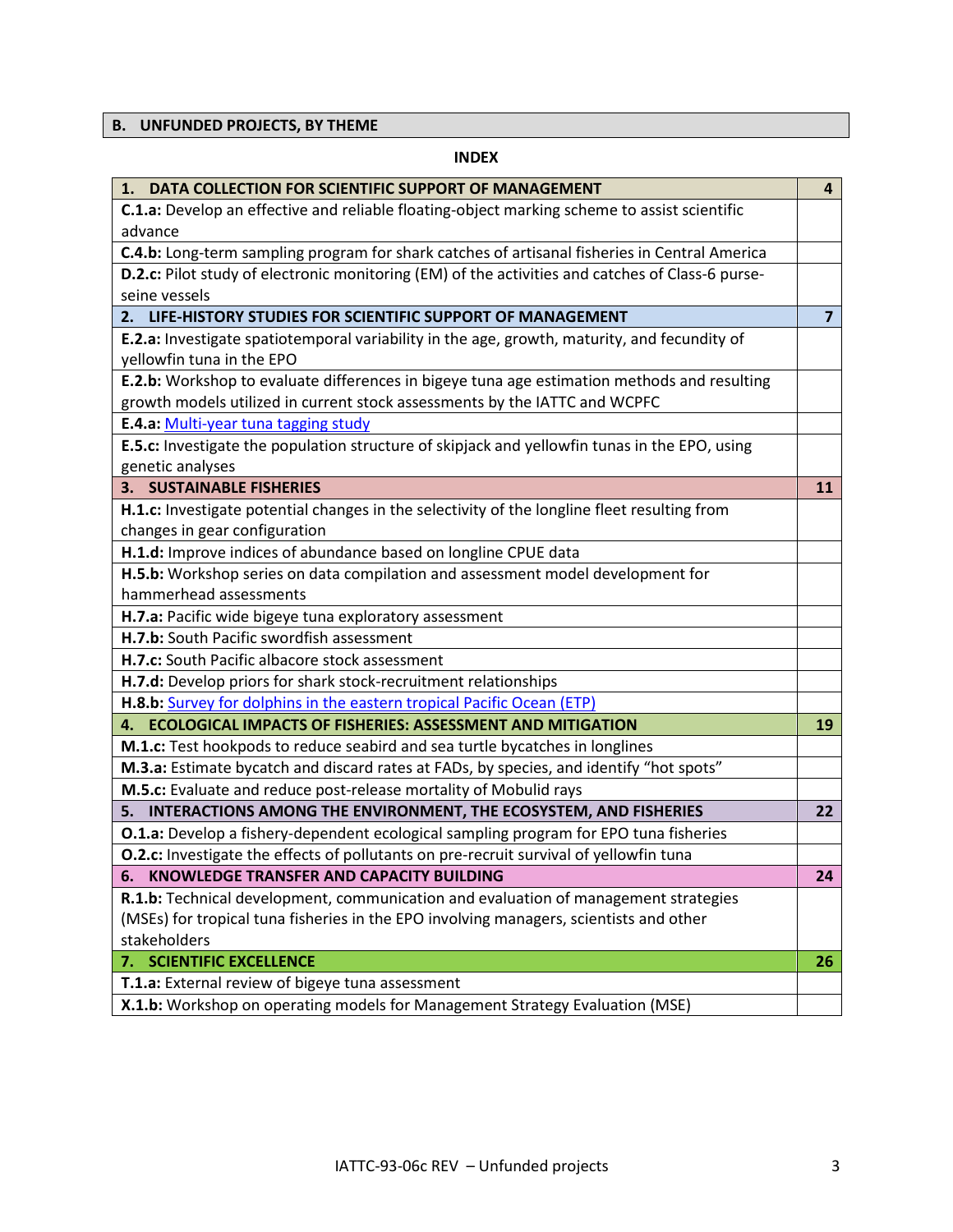## B. UNFUNDED PROJECTS, BY THEME

**INDEX**

| | |
|---|---|
| **1. DATA COLLECTION FOR SCIENTIFIC SUPPORT OF MANAGEMENT** | **4** |
| **C.1.a:** Develop an effective and reliable floating-object marking scheme to assist scientific advance | |
| **C.4.b:** Long-term sampling program for shark catches of artisanal fisheries in Central America | |
| **D.2.c:** Pilot study of electronic monitoring (EM) of the activities and catches of Class-6 purse-seine vessels | |
| **2. LIFE-HISTORY STUDIES FOR SCIENTIFIC SUPPORT OF MANAGEMENT** | **7** |
| **E.2.a:** Investigate spatiotemporal variability in the age, growth, maturity, and fecundity of yellowfin tuna in the EPO | |
| **E.2.b:** Workshop to evaluate differences in bigeye tuna age estimation methods and resulting growth models utilized in current stock assessments by the IATTC and WCPFC | |
| **E.4.a:** Multi-year tuna tagging study | |
| **E.5.c:** Investigate the population structure of skipjack and yellowfin tunas in the EPO, using genetic analyses | |
| **3. SUSTAINABLE FISHERIES** | **11** |
| **H.1.c:** Investigate potential changes in the selectivity of the longline fleet resulting from changes in gear configuration | |
| **H.1.d:** Improve indices of abundance based on longline CPUE data | |
| **H.5.b:** Workshop series on data compilation and assessment model development for hammerhead assessments | |
| **H.7.a:** Pacific wide bigeye tuna exploratory assessment | |
| **H.7.b:** South Pacific swordfish assessment | |
| **H.7.c:** South Pacific albacore stock assessment | |
| **H.7.d:** Develop priors for shark stock-recruitment relationships | |
| **H.8.b:** Survey for dolphins in the eastern tropical Pacific Ocean (ETP) | |
| **4. ECOLOGICAL IMPACTS OF FISHERIES: ASSESSMENT AND MITIGATION** | **19** |
| **M.1.c:** Test hookpods to reduce seabird and sea turtle bycatches in longlines | |
| **M.3.a:** Estimate bycatch and discard rates at FADs, by species, and identify "hot spots" | |
| **M.5.c:** Evaluate and reduce post-release mortality of Mobulid rays | |
| **5. INTERACTIONS AMONG THE ENVIRONMENT, THE ECOSYSTEM, AND FISHERIES** | **22** |
| **O.1.a:** Develop a fishery-dependent ecological sampling program for EPO tuna fisheries | |
| **O.2.c:** Investigate the effects of pollutants on pre-recruit survival of yellowfin tuna | |
| **6. KNOWLEDGE TRANSFER AND CAPACITY BUILDING** | **24** |
| **R.1.b:** Technical development, communication and evaluation of management strategies (MSEs) for tropical tuna fisheries in the EPO involving managers, scientists and other stakeholders | |
| **7. SCIENTIFIC EXCELLENCE** | **26** |
| **T.1.a:** External review of bigeye tuna assessment | |
| **X.1.b:** Workshop on operating models for Management Strategy Evaluation (MSE) | |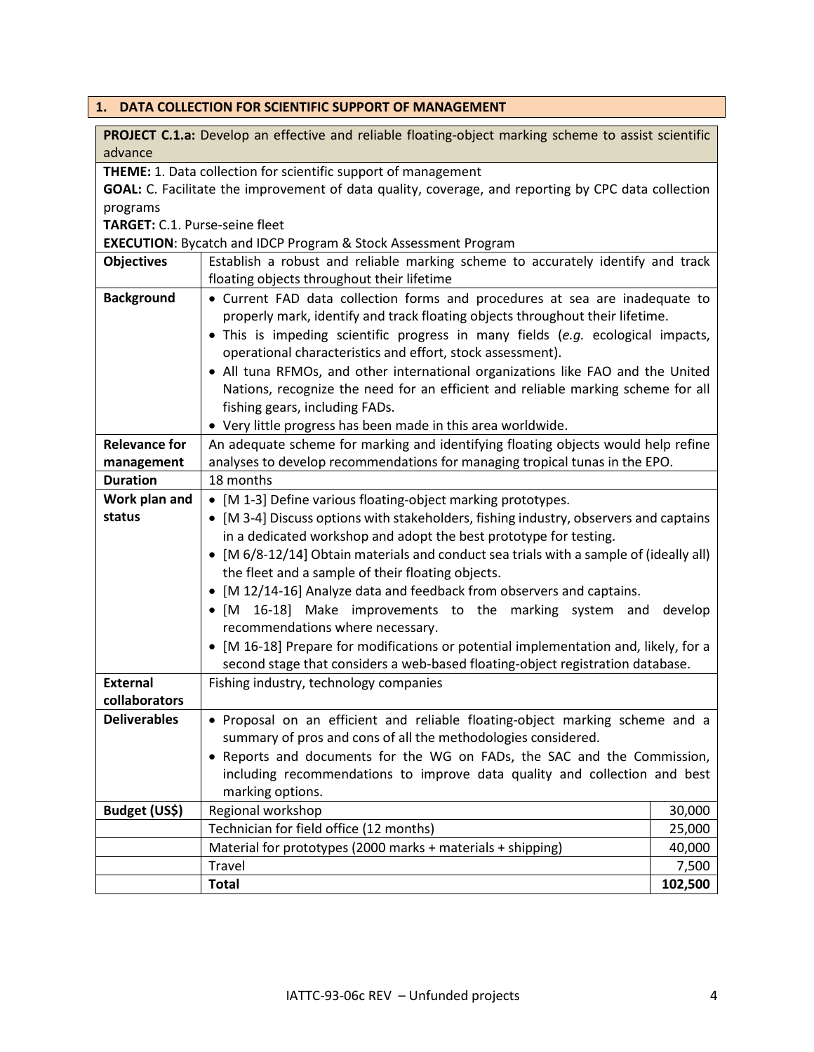## 1. DATA COLLECTION FOR SCIENTIFIC SUPPORT OF MANAGEMENT

**PROJECT C.1.a:** Develop an effective and reliable floating-object marking scheme to assist scientific advance

**THEME:** 1. Data collection for scientific support of management
**GOAL:** C. Facilitate the improvement of data quality, coverage, and reporting by CPC data collection programs
**TARGET:** C.1. Purse-seine fleet
**EXECUTION**: Bycatch and IDCP Program & Stock Assessment Program

| | | |
|---|---|---|
| **Objectives** | Establish a robust and reliable marking scheme to accurately identify and track floating objects throughout their lifetime | |
| **Background** | • Current FAD data collection forms and procedures at sea are inadequate to properly mark, identify and track floating objects throughout their lifetime.<br>• This is impeding scientific progress in many fields (*e.g.* ecological impacts, operational characteristics and effort, stock assessment).<br>• All tuna RFMOs, and other international organizations like FAO and the United Nations, recognize the need for an efficient and reliable marking scheme for all fishing gears, including FADs.<br>• Very little progress has been made in this area worldwide. | |
| **Relevance for management** | An adequate scheme for marking and identifying floating objects would help refine analyses to develop recommendations for managing tropical tunas in the EPO. | |
| **Duration** | 18 months | |
| **Work plan and status** | • [M 1-3] Define various floating-object marking prototypes.<br>• [M 3-4] Discuss options with stakeholders, fishing industry, observers and captains in a dedicated workshop and adopt the best prototype for testing.<br>• [M 6/8-12/14] Obtain materials and conduct sea trials with a sample of (ideally all) the fleet and a sample of their floating objects.<br>• [M 12/14-16] Analyze data and feedback from observers and captains.<br>• [M 16-18] Make improvements to the marking system and develop recommendations where necessary.<br>• [M 16-18] Prepare for modifications or potential implementation and, likely, for a second stage that considers a web-based floating-object registration database. | |
| **External collaborators** | Fishing industry, technology companies | |
| **Deliverables** | • Proposal on an efficient and reliable floating-object marking scheme and a summary of pros and cons of all the methodologies considered.<br>• Reports and documents for the WG on FADs, the SAC and the Commission, including recommendations to improve data quality and collection and best marking options. | |
| **Budget (US$)** | Regional workshop | 30,000 |
| | Technician for field office (12 months) | 25,000 |
| | Material for prototypes (2000 marks + materials + shipping) | 40,000 |
| | Travel | 7,500 |
| | **Total** | **102,500** |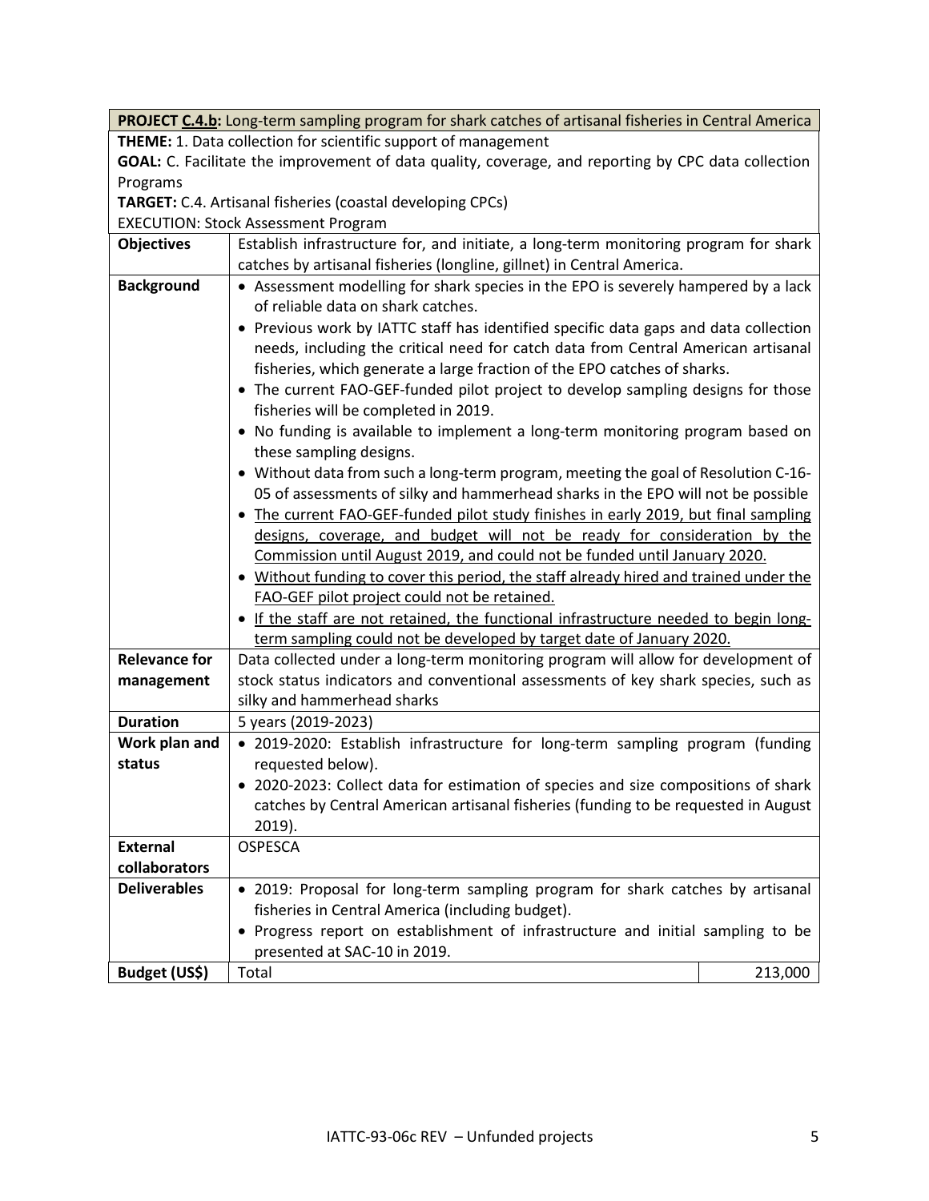| **PROJECT C.4.b:** Long-term sampling program for shark catches of artisanal fisheries in Central America | | |
|---|---|---|
| **THEME:** 1. Data collection for scientific support of management<br>**GOAL:** C. Facilitate the improvement of data quality, coverage, and reporting by CPC data collection Programs<br>**TARGET:** C.4. Artisanal fisheries (coastal developing CPCs)<br>EXECUTION: Stock Assessment Program | | |
| **Objectives** | Establish infrastructure for, and initiate, a long-term monitoring program for shark catches by artisanal fisheries (longline, gillnet) in Central America. | |
| **Background** | • Assessment modelling for shark species in the EPO is severely hampered by a lack of reliable data on shark catches.<br>• Previous work by IATTC staff has identified specific data gaps and data collection needs, including the critical need for catch data from Central American artisanal fisheries, which generate a large fraction of the EPO catches of sharks.<br>• The current FAO-GEF-funded pilot project to develop sampling designs for those fisheries will be completed in 2019.<br>• No funding is available to implement a long-term monitoring program based on these sampling designs.<br>• Without data from such a long-term program, meeting the goal of Resolution C-16-05 of assessments of silky and hammerhead sharks in the EPO will not be possible<br>• The current FAO-GEF-funded pilot study finishes in early 2019, but final sampling designs, coverage, and budget will not be ready for consideration by the Commission until August 2019, and could not be funded until January 2020.<br>• Without funding to cover this period, the staff already hired and trained under the FAO-GEF pilot project could not be retained.<br>• If the staff are not retained, the functional infrastructure needed to begin long-term sampling could not be developed by target date of January 2020. | |
| **Relevance for management** | Data collected under a long-term monitoring program will allow for development of stock status indicators and conventional assessments of key shark species, such as silky and hammerhead sharks | |
| **Duration** | 5 years (2019-2023) | |
| **Work plan and status** | • 2019-2020: Establish infrastructure for long-term sampling program (funding requested below).<br>• 2020-2023: Collect data for estimation of species and size compositions of shark catches by Central American artisanal fisheries (funding to be requested in August 2019). | |
| **External collaborators** | OSPESCA | |
| **Deliverables** | • 2019: Proposal for long-term sampling program for shark catches by artisanal fisheries in Central America (including budget).<br>• Progress report on establishment of infrastructure and initial sampling to be presented at SAC-10 in 2019. | |
| **Budget (US$)** | Total | 213,000 |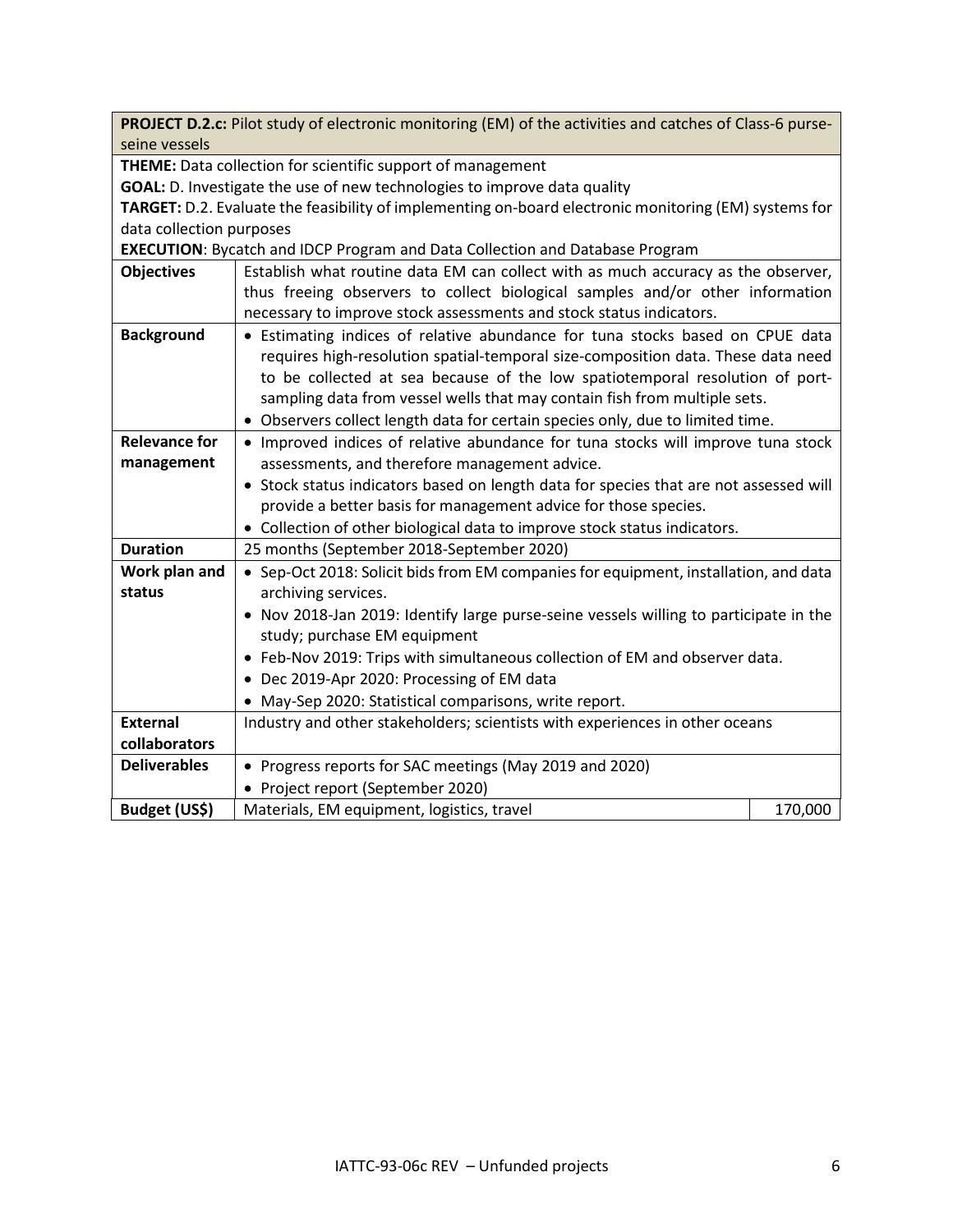| **PROJECT D.2.c:** Pilot study of electronic monitoring (EM) of the activities and catches of Class-6 purse-seine vessels | | |
|---|---|---|
| **THEME:** Data collection for scientific support of management<br>**GOAL:** D. Investigate the use of new technologies to improve data quality<br>**TARGET:** D.2. Evaluate the feasibility of implementing on-board electronic monitoring (EM) systems for data collection purposes<br>**EXECUTION**: Bycatch and IDCP Program and Data Collection and Database Program | | |
| **Objectives** | Establish what routine data EM can collect with as much accuracy as the observer, thus freeing observers to collect biological samples and/or other information necessary to improve stock assessments and stock status indicators. | |
| **Background** | • Estimating indices of relative abundance for tuna stocks based on CPUE data requires high-resolution spatial-temporal size-composition data. These data need to be collected at sea because of the low spatiotemporal resolution of port-sampling data from vessel wells that may contain fish from multiple sets.<br>• Observers collect length data for certain species only, due to limited time. | |
| **Relevance for management** | • Improved indices of relative abundance for tuna stocks will improve tuna stock assessments, and therefore management advice.<br>• Stock status indicators based on length data for species that are not assessed will provide a better basis for management advice for those species.<br>• Collection of other biological data to improve stock status indicators. | |
| **Duration** | 25 months (September 2018-September 2020) | |
| **Work plan and status** | • Sep-Oct 2018: Solicit bids from EM companies for equipment, installation, and data archiving services.<br>• Nov 2018-Jan 2019: Identify large purse-seine vessels willing to participate in the study; purchase EM equipment<br>• Feb-Nov 2019: Trips with simultaneous collection of EM and observer data.<br>• Dec 2019-Apr 2020: Processing of EM data<br>• May-Sep 2020: Statistical comparisons, write report. | |
| **External collaborators** | Industry and other stakeholders; scientists with experiences in other oceans | |
| **Deliverables** | • Progress reports for SAC meetings (May 2019 and 2020)<br>• Project report (September 2020) | |
| **Budget (US$)** | Materials, EM equipment, logistics, travel | 170,000 |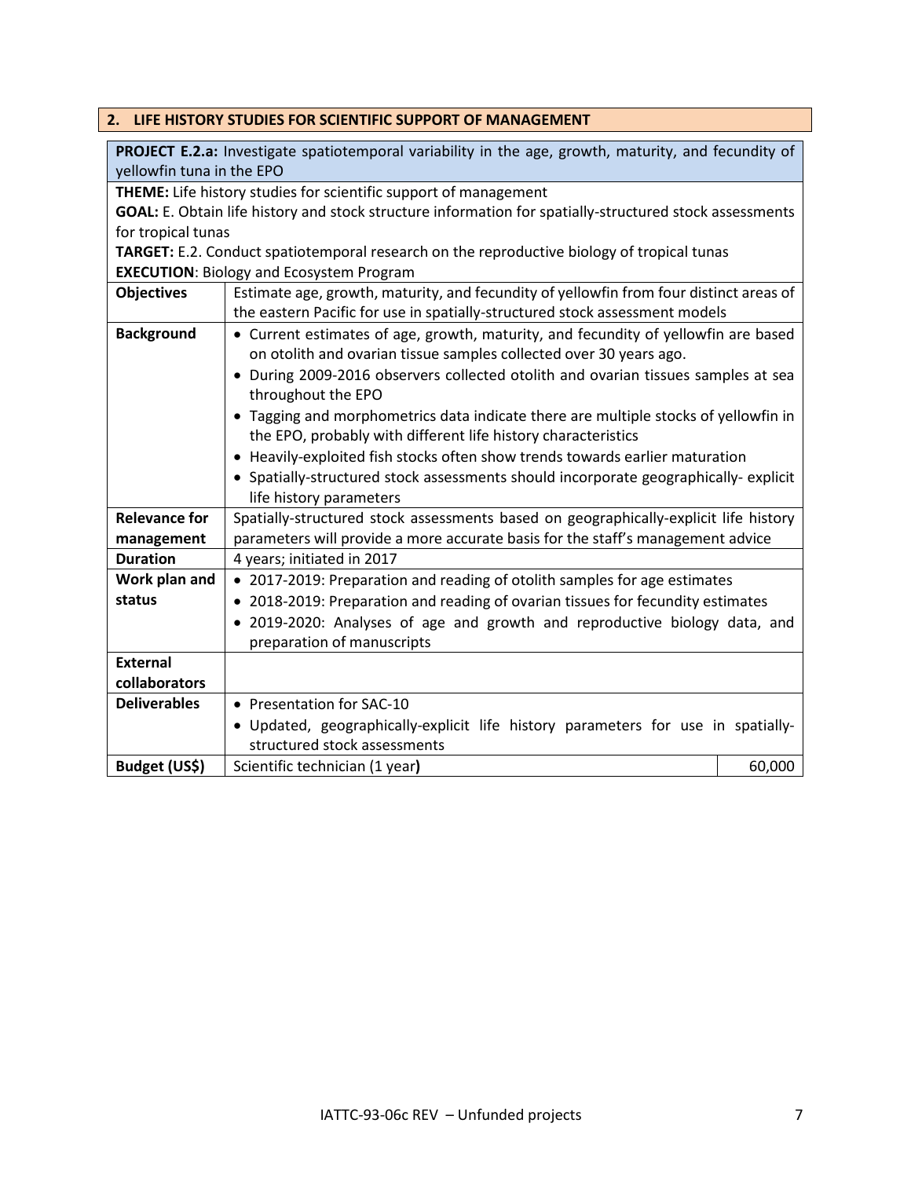## 2. LIFE HISTORY STUDIES FOR SCIENTIFIC SUPPORT OF MANAGEMENT

| **PROJECT E.2.a:** Investigate spatiotemporal variability in the age, growth, maturity, and fecundity of yellowfin tuna in the EPO | | |
|---|---|---|
| **THEME:** Life history studies for scientific support of management<br>**GOAL:** E. Obtain life history and stock structure information for spatially-structured stock assessments for tropical tunas<br>**TARGET:** E.2. Conduct spatiotemporal research on the reproductive biology of tropical tunas<br>**EXECUTION**: Biology and Ecosystem Program | | |
| **Objectives** | Estimate age, growth, maturity, and fecundity of yellowfin from four distinct areas of the eastern Pacific for use in spatially-structured stock assessment models | |
| **Background** | • Current estimates of age, growth, maturity, and fecundity of yellowfin are based on otolith and ovarian tissue samples collected over 30 years ago.<br>• During 2009-2016 observers collected otolith and ovarian tissues samples at sea throughout the EPO<br>• Tagging and morphometrics data indicate there are multiple stocks of yellowfin in the EPO, probably with different life history characteristics<br>• Heavily-exploited fish stocks often show trends towards earlier maturation<br>• Spatially-structured stock assessments should incorporate geographically- explicit life history parameters | |
| **Relevance for management** | Spatially-structured stock assessments based on geographically-explicit life history parameters will provide a more accurate basis for the staff's management advice | |
| **Duration** | 4 years; initiated in 2017 | |
| **Work plan and status** | • 2017-2019: Preparation and reading of otolith samples for age estimates<br>• 2018-2019: Preparation and reading of ovarian tissues for fecundity estimates<br>• 2019-2020: Analyses of age and growth and reproductive biology data, and preparation of manuscripts | |
| **External collaborators** | | |
| **Deliverables** | • Presentation for SAC-10<br>• Updated, geographically-explicit life history parameters for use in spatially-structured stock assessments | |
| **Budget (US$)** | Scientific technician (1 year) | 60,000 |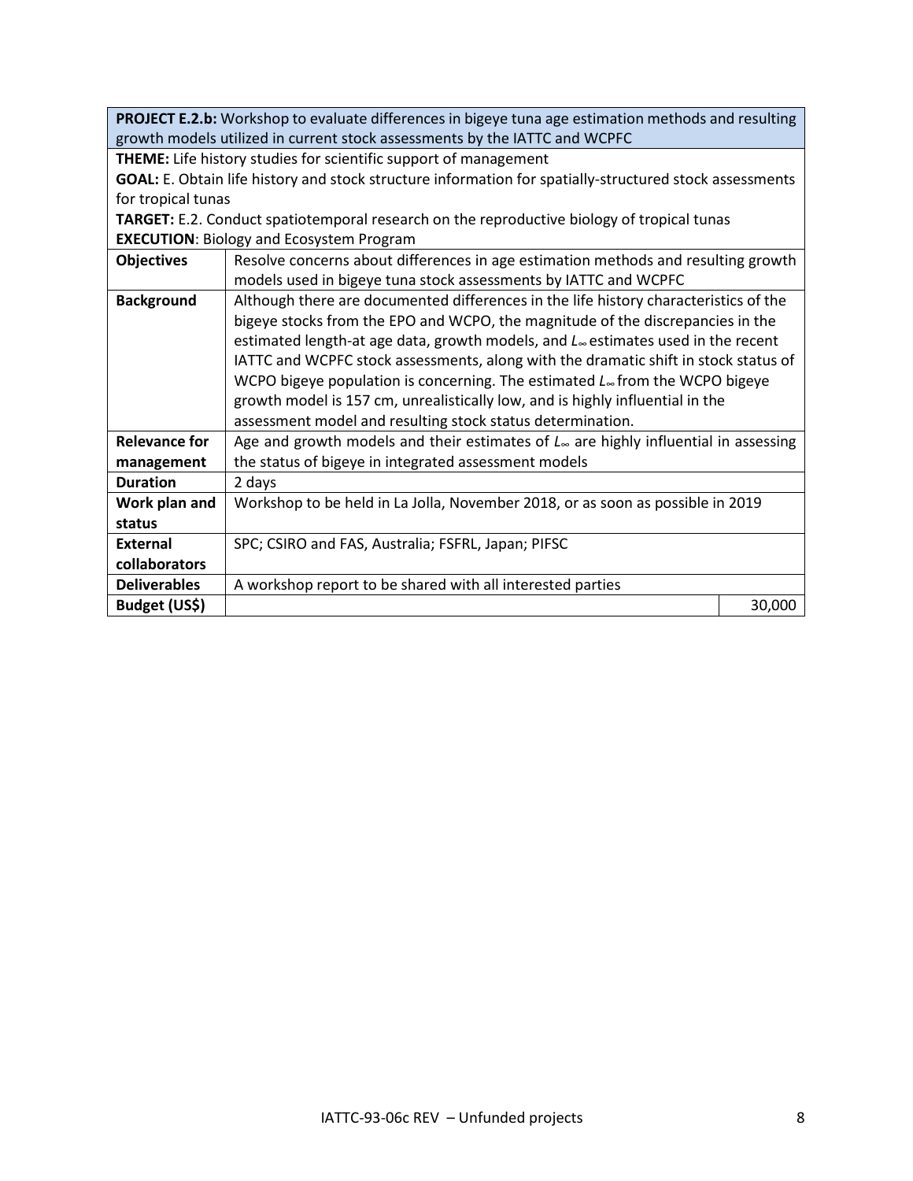| **PROJECT E.2.b:** Workshop to evaluate differences in bigeye tuna age estimation methods and resulting growth models utilized in current stock assessments by the IATTC and WCPFC | | |
|---|---|---|
| **THEME:** Life history studies for scientific support of management<br>**GOAL:** E. Obtain life history and stock structure information for spatially-structured stock assessments for tropical tunas<br>**TARGET:** E.2. Conduct spatiotemporal research on the reproductive biology of tropical tunas<br>**EXECUTION**: Biology and Ecosystem Program | | |
| **Objectives** | Resolve concerns about differences in age estimation methods and resulting growth models used in bigeye tuna stock assessments by IATTC and WCPFC | |
| **Background** | Although there are documented differences in the life history characteristics of the bigeye stocks from the EPO and WCPO, the magnitude of the discrepancies in the estimated length-at age data, growth models, and $L_\infty$ estimates used in the recent IATTC and WCPFC stock assessments, along with the dramatic shift in stock status of WCPO bigeye population is concerning. The estimated $L_\infty$ from the WCPO bigeye growth model is 157 cm, unrealistically low, and is highly influential in the assessment model and resulting stock status determination. | |
| **Relevance for management** | Age and growth models and their estimates of $L_\infty$ are highly influential in assessing the status of bigeye in integrated assessment models | |
| **Duration** | 2 days | |
| **Work plan and status** | Workshop to be held in La Jolla, November 2018, or as soon as possible in 2019 | |
| **External collaborators** | SPC; CSIRO and FAS, Australia; FSFRL, Japan; PIFSC | |
| **Deliverables** | A workshop report to be shared with all interested parties | |
| **Budget (US$)** | | 30,000 |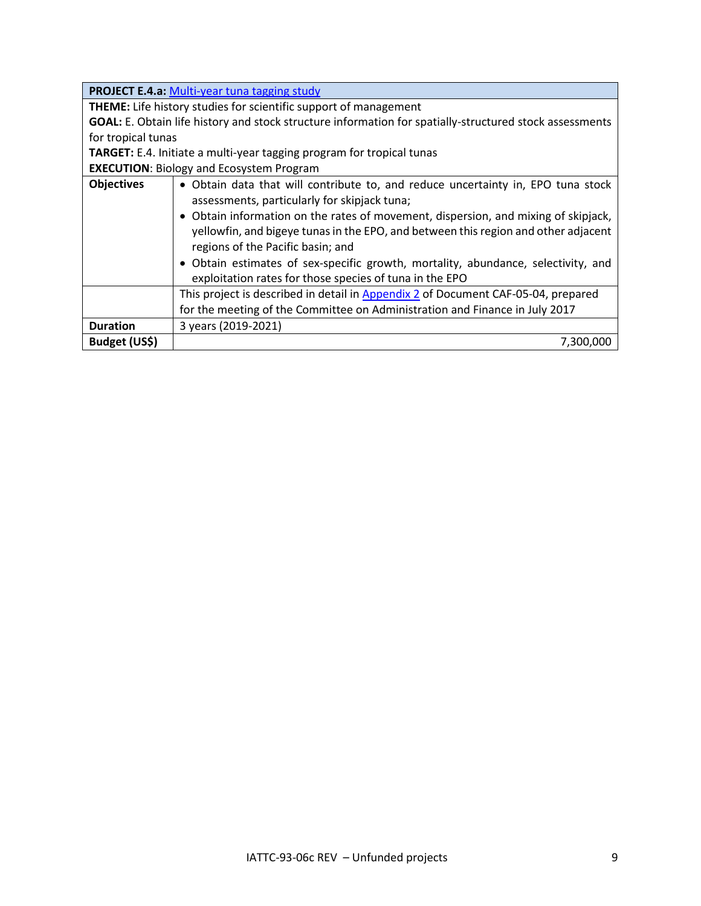| **PROJECT E.4.a:** Multi-year tuna tagging study | |
|---|---|
| **THEME:** Life history studies for scientific support of management<br>**GOAL:** E. Obtain life history and stock structure information for spatially-structured stock assessments for tropical tunas<br>**TARGET:** E.4. Initiate a multi-year tagging program for tropical tunas<br>**EXECUTION**: Biology and Ecosystem Program | |
| **Objectives** | • Obtain data that will contribute to, and reduce uncertainty in, EPO tuna stock assessments, particularly for skipjack tuna;<br>• Obtain information on the rates of movement, dispersion, and mixing of skipjack, yellowfin, and bigeye tunas in the EPO, and between this region and other adjacent regions of the Pacific basin; and<br>• Obtain estimates of sex-specific growth, mortality, abundance, selectivity, and exploitation rates for those species of tuna in the EPO |
| | This project is described in detail in Appendix 2 of Document CAF-05-04, prepared for the meeting of the Committee on Administration and Finance in July 2017 |
| **Duration** | 3 years (2019-2021) |
| **Budget (US$)** | 7,300,000 |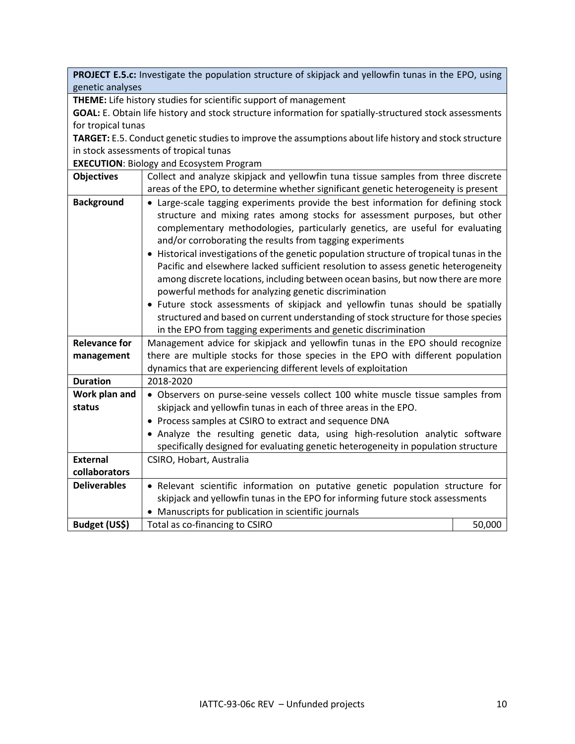| **PROJECT E.5.c:** Investigate the population structure of skipjack and yellowfin tunas in the EPO, using genetic analyses | | |
|---|---|---|
| **THEME:** Life history studies for scientific support of management<br>**GOAL:** E. Obtain life history and stock structure information for spatially-structured stock assessments for tropical tunas<br>**TARGET:** E.5. Conduct genetic studies to improve the assumptions about life history and stock structure in stock assessments of tropical tunas<br>**EXECUTION**: Biology and Ecosystem Program | | |
| **Objectives** | Collect and analyze skipjack and yellowfin tuna tissue samples from three discrete areas of the EPO, to determine whether significant genetic heterogeneity is present | |
| **Background** | • Large-scale tagging experiments provide the best information for defining stock structure and mixing rates among stocks for assessment purposes, but other complementary methodologies, particularly genetics, are useful for evaluating and/or corroborating the results from tagging experiments<br>• Historical investigations of the genetic population structure of tropical tunas in the Pacific and elsewhere lacked sufficient resolution to assess genetic heterogeneity among discrete locations, including between ocean basins, but now there are more powerful methods for analyzing genetic discrimination<br>• Future stock assessments of skipjack and yellowfin tunas should be spatially structured and based on current understanding of stock structure for those species in the EPO from tagging experiments and genetic discrimination | |
| **Relevance for management** | Management advice for skipjack and yellowfin tunas in the EPO should recognize there are multiple stocks for those species in the EPO with different population dynamics that are experiencing different levels of exploitation | |
| **Duration** | 2018-2020 | |
| **Work plan and status** | • Observers on purse-seine vessels collect 100 white muscle tissue samples from skipjack and yellowfin tunas in each of three areas in the EPO.<br>• Process samples at CSIRO to extract and sequence DNA<br>• Analyze the resulting genetic data, using high-resolution analytic software specifically designed for evaluating genetic heterogeneity in population structure | |
| **External collaborators** | CSIRO, Hobart, Australia | |
| **Deliverables** | • Relevant scientific information on putative genetic population structure for skipjack and yellowfin tunas in the EPO for informing future stock assessments<br>• Manuscripts for publication in scientific journals | |
| **Budget (US$)** | Total as co-financing to CSIRO | 50,000 |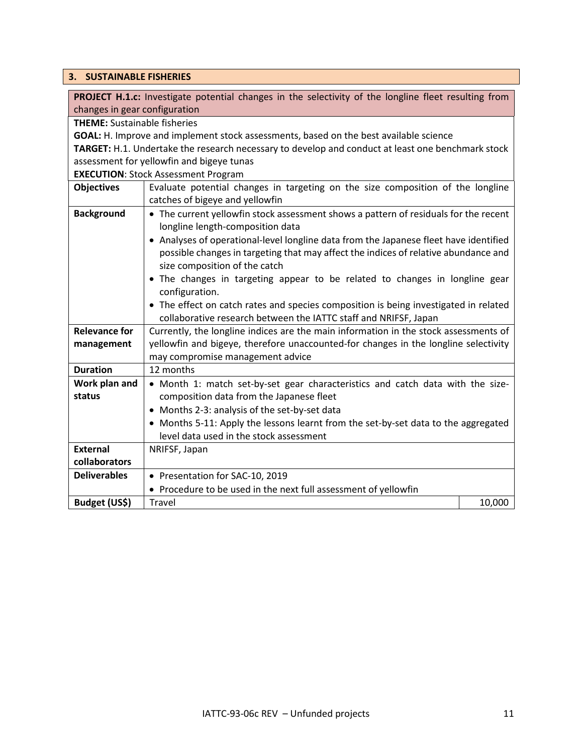## 3. SUSTAINABLE FISHERIES

**PROJECT H.1.c:** Investigate potential changes in the selectivity of the longline fleet resulting from changes in gear configuration

**THEME:** Sustainable fisheries
**GOAL:** H. Improve and implement stock assessments, based on the best available science
**TARGET:** H.1. Undertake the research necessary to develop and conduct at least one benchmark stock assessment for yellowfin and bigeye tunas
**EXECUTION**: Stock Assessment Program

| | | |
|---|---|---|
| **Objectives** | Evaluate potential changes in targeting on the size composition of the longline catches of bigeye and yellowfin | |
| **Background** | • The current yellowfin stock assessment shows a pattern of residuals for the recent longline length-composition data<br>• Analyses of operational-level longline data from the Japanese fleet have identified possible changes in targeting that may affect the indices of relative abundance and size composition of the catch<br>• The changes in targeting appear to be related to changes in longline gear configuration.<br>• The effect on catch rates and species composition is being investigated in related collaborative research between the IATTC staff and NRIFSF, Japan | |
| **Relevance for management** | Currently, the longline indices are the main information in the stock assessments of yellowfin and bigeye, therefore unaccounted-for changes in the longline selectivity may compromise management advice | |
| **Duration** | 12 months | |
| **Work plan and status** | • Month 1: match set-by-set gear characteristics and catch data with the size-composition data from the Japanese fleet<br>• Months 2-3: analysis of the set-by-set data<br>• Months 5-11: Apply the lessons learnt from the set-by-set data to the aggregated level data used in the stock assessment | |
| **External collaborators** | NRIFSF, Japan | |
| **Deliverables** | • Presentation for SAC-10, 2019<br>• Procedure to be used in the next full assessment of yellowfin | |
| **Budget (US$)** | Travel | 10,000 |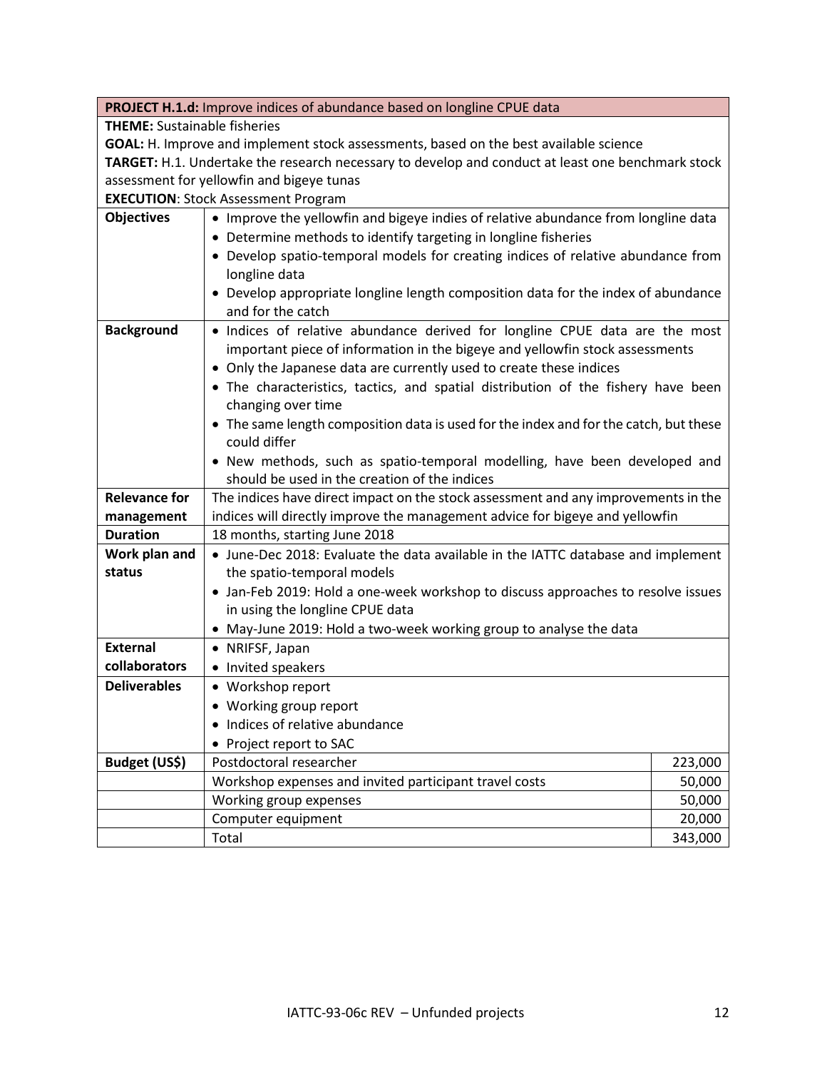| **PROJECT H.1.d:** Improve indices of abundance based on longline CPUE data | | |
|---|---|---|
| **THEME:** Sustainable fisheries<br>**GOAL:** H. Improve and implement stock assessments, based on the best available science<br>**TARGET:** H.1. Undertake the research necessary to develop and conduct at least one benchmark stock assessment for yellowfin and bigeye tunas<br>**EXECUTION**: Stock Assessment Program | | |
| **Objectives** | • Improve the yellowfin and bigeye indies of relative abundance from longline data<br>• Determine methods to identify targeting in longline fisheries<br>• Develop spatio-temporal models for creating indices of relative abundance from longline data<br>• Develop appropriate longline length composition data for the index of abundance and for the catch | |
| **Background** | • Indices of relative abundance derived for longline CPUE data are the most important piece of information in the bigeye and yellowfin stock assessments<br>• Only the Japanese data are currently used to create these indices<br>• The characteristics, tactics, and spatial distribution of the fishery have been changing over time<br>• The same length composition data is used for the index and for the catch, but these could differ<br>• New methods, such as spatio-temporal modelling, have been developed and should be used in the creation of the indices | |
| **Relevance for management** | The indices have direct impact on the stock assessment and any improvements in the indices will directly improve the management advice for bigeye and yellowfin | |
| **Duration** | 18 months, starting June 2018 | |
| **Work plan and status** | • June-Dec 2018: Evaluate the data available in the IATTC database and implement the spatio-temporal models<br>• Jan-Feb 2019: Hold a one-week workshop to discuss approaches to resolve issues in using the longline CPUE data<br>• May-June 2019: Hold a two-week working group to analyse the data | |
| **External collaborators** | • NRIFSF, Japan<br>• Invited speakers | |
| **Deliverables** | • Workshop report<br>• Working group report<br>• Indices of relative abundance<br>• Project report to SAC | |
| **Budget (US$)** | Postdoctoral researcher | 223,000 |
| | Workshop expenses and invited participant travel costs | 50,000 |
| | Working group expenses | 50,000 |
| | Computer equipment | 20,000 |
| | Total | 343,000 |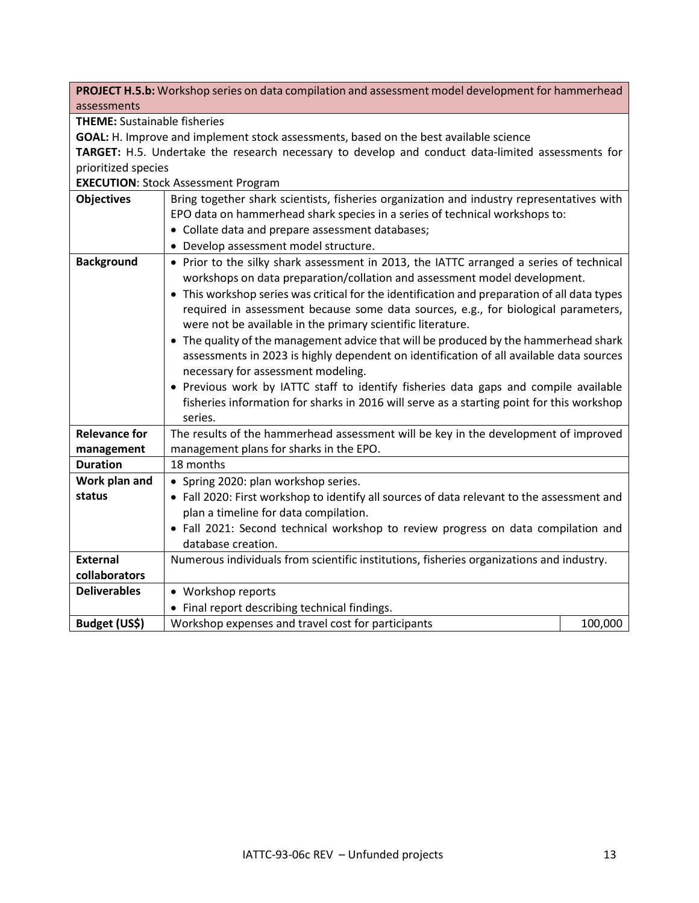| **PROJECT H.5.b:** Workshop series on data compilation and assessment model development for hammerhead assessments | | |
|---|---|---|
| **THEME:** Sustainable fisheries<br>**GOAL:** H. Improve and implement stock assessments, based on the best available science<br>**TARGET:** H.5. Undertake the research necessary to develop and conduct data-limited assessments for prioritized species<br>**EXECUTION**: Stock Assessment Program | | |
| **Objectives** | Bring together shark scientists, fisheries organization and industry representatives with EPO data on hammerhead shark species in a series of technical workshops to:<br>• Collate data and prepare assessment databases;<br>• Develop assessment model structure. | |
| **Background** | • Prior to the silky shark assessment in 2013, the IATTC arranged a series of technical workshops on data preparation/collation and assessment model development.<br>• This workshop series was critical for the identification and preparation of all data types required in assessment because some data sources, e.g., for biological parameters, were not available in the primary scientific literature.<br>• The quality of the management advice that will be produced by the hammerhead shark assessments in 2023 is highly dependent on identification of all available data sources necessary for assessment modeling.<br>• Previous work by IATTC staff to identify fisheries data gaps and compile available fisheries information for sharks in 2016 will serve as a starting point for this workshop series. | |
| **Relevance for management** | The results of the hammerhead assessment will be key in the development of improved management plans for sharks in the EPO. | |
| **Duration** | 18 months | |
| **Work plan and status** | • Spring 2020: plan workshop series.<br>• Fall 2020: First workshop to identify all sources of data relevant to the assessment and plan a timeline for data compilation.<br>• Fall 2021: Second technical workshop to review progress on data compilation and database creation. | |
| **External collaborators** | Numerous individuals from scientific institutions, fisheries organizations and industry. | |
| **Deliverables** | • Workshop reports<br>• Final report describing technical findings. | |
| **Budget (US$)** | Workshop expenses and travel cost for participants | 100,000 |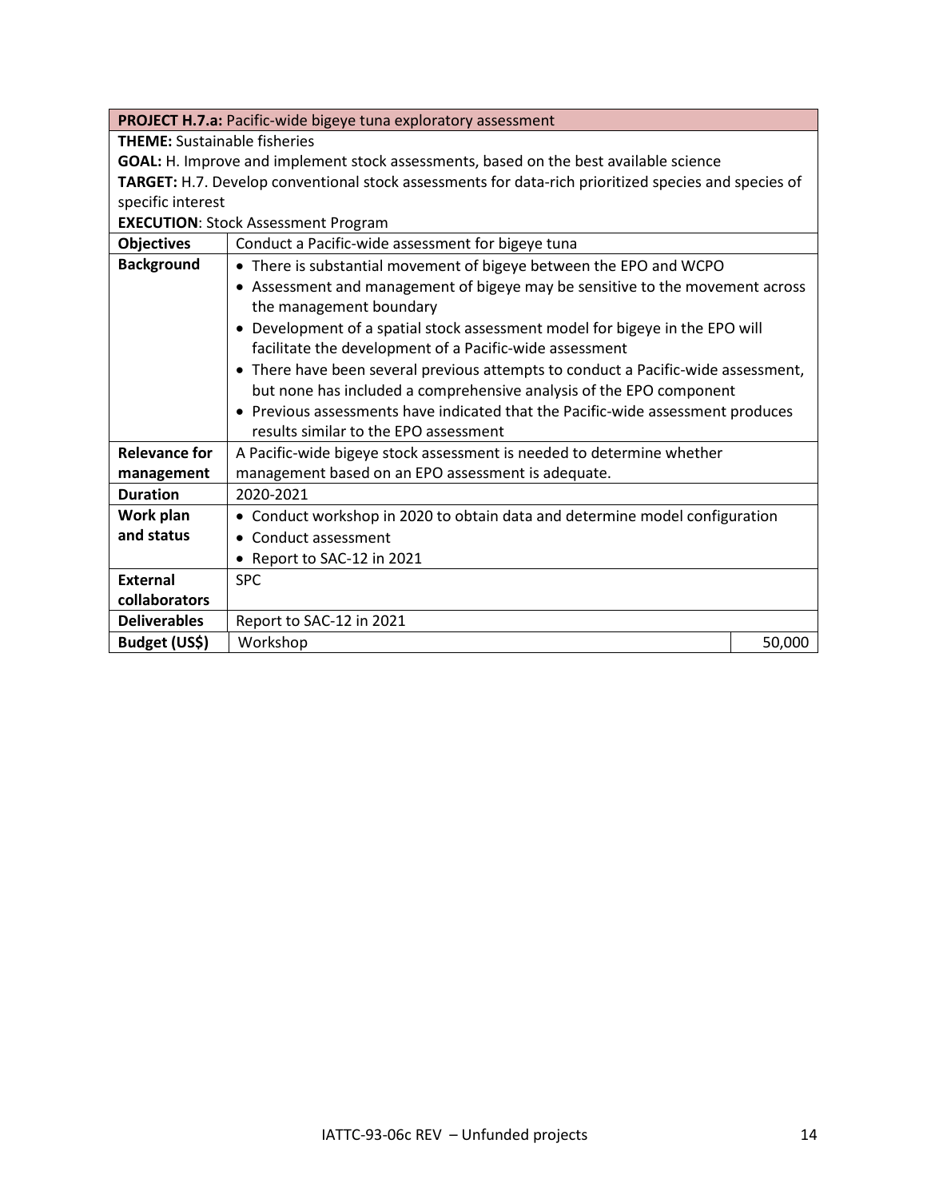| **PROJECT H.7.a:** Pacific-wide bigeye tuna exploratory assessment | | |
|---|---|---|
| **THEME:** Sustainable fisheries<br>**GOAL:** H. Improve and implement stock assessments, based on the best available science<br>**TARGET:** H.7. Develop conventional stock assessments for data-rich prioritized species and species of specific interest<br>**EXECUTION**: Stock Assessment Program | | |
| **Objectives** | Conduct a Pacific-wide assessment for bigeye tuna | |
| **Background** | • There is substantial movement of bigeye between the EPO and WCPO<br>• Assessment and management of bigeye may be sensitive to the movement across the management boundary<br>• Development of a spatial stock assessment model for bigeye in the EPO will facilitate the development of a Pacific-wide assessment<br>• There have been several previous attempts to conduct a Pacific-wide assessment, but none has included a comprehensive analysis of the EPO component<br>• Previous assessments have indicated that the Pacific-wide assessment produces results similar to the EPO assessment | |
| **Relevance for management** | A Pacific-wide bigeye stock assessment is needed to determine whether management based on an EPO assessment is adequate. | |
| **Duration** | 2020-2021 | |
| **Work plan and status** | • Conduct workshop in 2020 to obtain data and determine model configuration<br>• Conduct assessment<br>• Report to SAC-12 in 2021 | |
| **External collaborators** | SPC | |
| **Deliverables** | Report to SAC-12 in 2021 | |
| **Budget (US$)** | Workshop | 50,000 |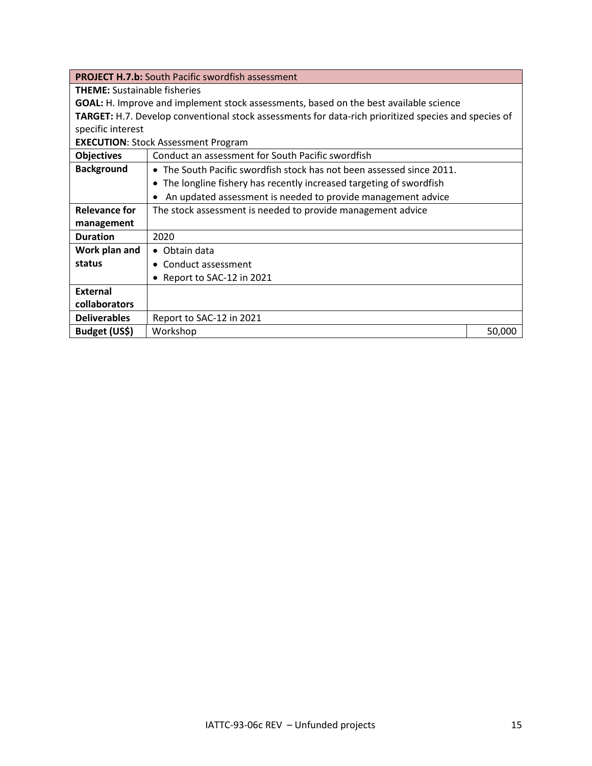| **PROJECT H.7.b:** South Pacific swordfish assessment | | |
|---|---|---|
| **THEME:** Sustainable fisheries<br>**GOAL:** H. Improve and implement stock assessments, based on the best available science<br>**TARGET:** H.7. Develop conventional stock assessments for data-rich prioritized species and species of specific interest<br>**EXECUTION**: Stock Assessment Program | | |
| **Objectives** | Conduct an assessment for South Pacific swordfish | |
| **Background** | • The South Pacific swordfish stock has not been assessed since 2011.<br>• The longline fishery has recently increased targeting of swordfish<br>• An updated assessment is needed to provide management advice | |
| **Relevance for management** | The stock assessment is needed to provide management advice | |
| **Duration** | 2020 | |
| **Work plan and status** | • Obtain data<br>• Conduct assessment<br>• Report to SAC-12 in 2021 | |
| **External collaborators** | | |
| **Deliverables** | Report to SAC-12 in 2021 | |
| **Budget (US$)** | Workshop | 50,000 |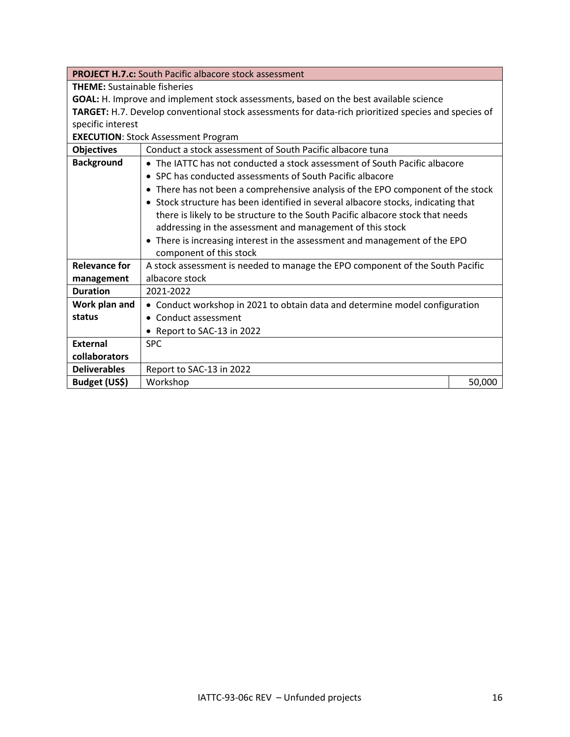| **PROJECT H.7.c:** South Pacific albacore stock assessment | | |
|---|---|---|
| **THEME:** Sustainable fisheries<br>**GOAL:** H. Improve and implement stock assessments, based on the best available science<br>**TARGET:** H.7. Develop conventional stock assessments for data-rich prioritized species and species of specific interest<br>**EXECUTION**: Stock Assessment Program | | |
| **Objectives** | Conduct a stock assessment of South Pacific albacore tuna | |
| **Background** | • The IATTC has not conducted a stock assessment of South Pacific albacore<br>• SPC has conducted assessments of South Pacific albacore<br>• There has not been a comprehensive analysis of the EPO component of the stock<br>• Stock structure has been identified in several albacore stocks, indicating that there is likely to be structure to the South Pacific albacore stock that needs addressing in the assessment and management of this stock<br>• There is increasing interest in the assessment and management of the EPO component of this stock | |
| **Relevance for management** | A stock assessment is needed to manage the EPO component of the South Pacific albacore stock | |
| **Duration** | 2021-2022 | |
| **Work plan and status** | • Conduct workshop in 2021 to obtain data and determine model configuration<br>• Conduct assessment<br>• Report to SAC-13 in 2022 | |
| **External collaborators** | SPC | |
| **Deliverables** | Report to SAC-13 in 2022 | |
| **Budget (US$)** | Workshop | 50,000 |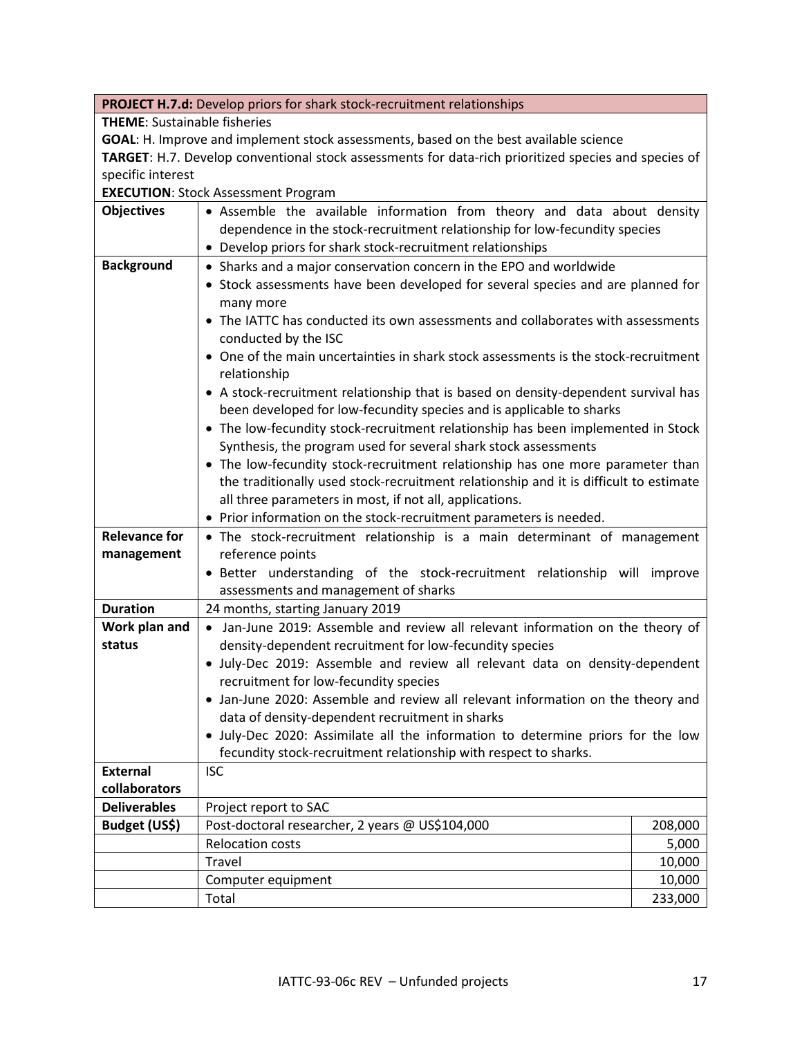| **PROJECT H.7.d:** Develop priors for shark stock-recruitment relationships | | |
|---|---|---|
| **THEME**: Sustainable fisheries<br>**GOAL**: H. Improve and implement stock assessments, based on the best available science<br>**TARGET**: H.7. Develop conventional stock assessments for data-rich prioritized species and species of specific interest<br>**EXECUTION**: Stock Assessment Program | | |
| **Objectives** | • Assemble the available information from theory and data about density dependence in the stock-recruitment relationship for low-fecundity species<br>• Develop priors for shark stock-recruitment relationships | |
| **Background** | • Sharks and a major conservation concern in the EPO and worldwide<br>• Stock assessments have been developed for several species and are planned for many more<br>• The IATTC has conducted its own assessments and collaborates with assessments conducted by the ISC<br>• One of the main uncertainties in shark stock assessments is the stock-recruitment relationship<br>• A stock-recruitment relationship that is based on density-dependent survival has been developed for low-fecundity species and is applicable to sharks<br>• The low-fecundity stock-recruitment relationship has been implemented in Stock Synthesis, the program used for several shark stock assessments<br>• The low-fecundity stock-recruitment relationship has one more parameter than the traditionally used stock-recruitment relationship and it is difficult to estimate all three parameters in most, if not all, applications.<br>• Prior information on the stock-recruitment parameters is needed. | |
| **Relevance for management** | • The stock-recruitment relationship is a main determinant of management reference points<br>• Better understanding of the stock-recruitment relationship will improve assessments and management of sharks | |
| **Duration** | 24 months, starting January 2019 | |
| **Work plan and status** | • Jan-June 2019: Assemble and review all relevant information on the theory of density-dependent recruitment for low-fecundity species<br>• July-Dec 2019: Assemble and review all relevant data on density-dependent recruitment for low-fecundity species<br>• Jan-June 2020: Assemble and review all relevant information on the theory and data of density-dependent recruitment in sharks<br>• July-Dec 2020: Assimilate all the information to determine priors for the low fecundity stock-recruitment relationship with respect to sharks. | |
| **External collaborators** | ISC | |
| **Deliverables** | Project report to SAC | |
| **Budget (US$)** | Post-doctoral researcher, 2 years @ US$104,000 | 208,000 |
| | Relocation costs | 5,000 |
| | Travel | 10,000 |
| | Computer equipment | 10,000 |
| | Total | 233,000 |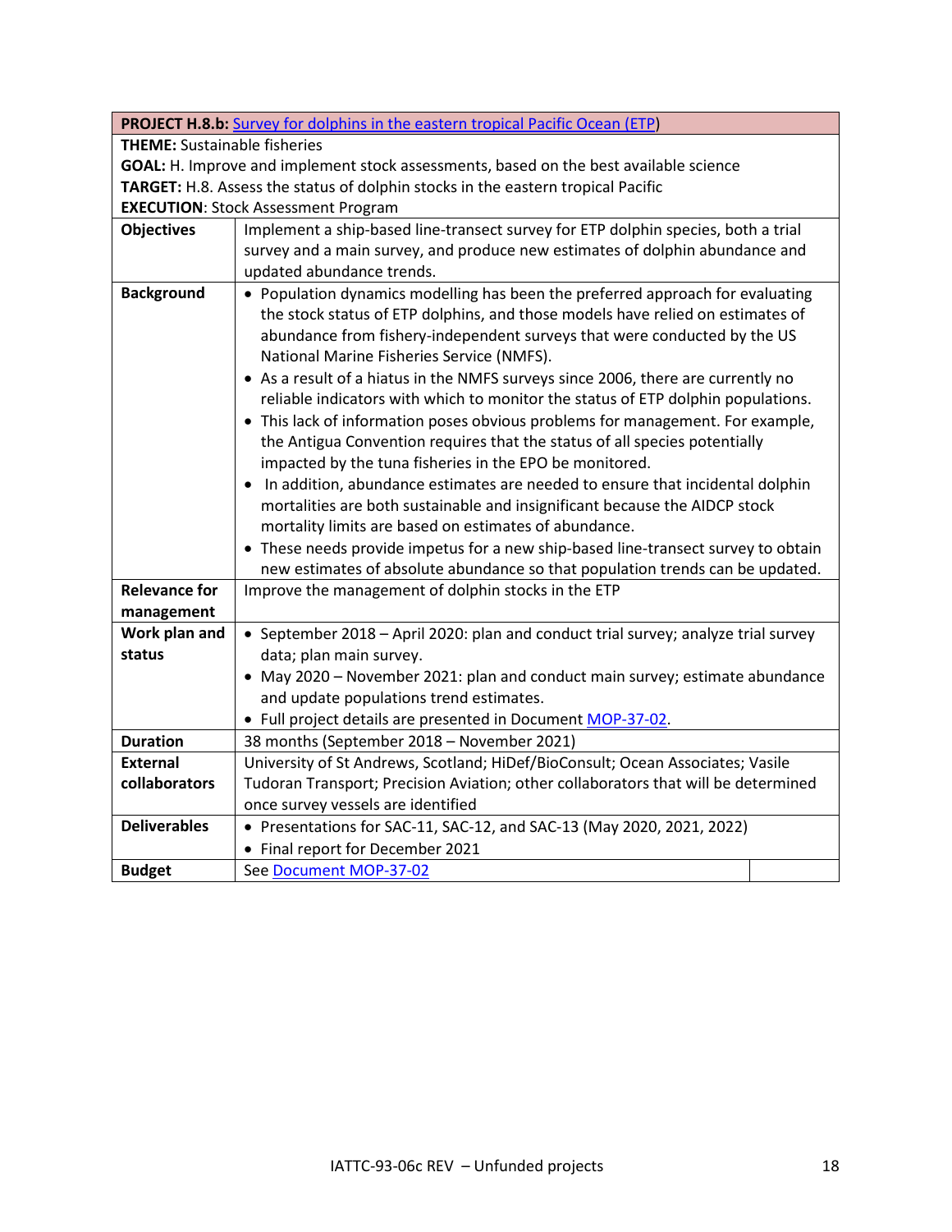| **PROJECT H.8.b:** Survey for dolphins in the eastern tropical Pacific Ocean (ETP) | |
|---|---|
| **THEME:** Sustainable fisheries<br>**GOAL:** H. Improve and implement stock assessments, based on the best available science<br>**TARGET:** H.8. Assess the status of dolphin stocks in the eastern tropical Pacific<br>**EXECUTION**: Stock Assessment Program | |
| **Objectives** | Implement a ship-based line-transect survey for ETP dolphin species, both a trial survey and a main survey, and produce new estimates of dolphin abundance and updated abundance trends. |
| **Background** | • Population dynamics modelling has been the preferred approach for evaluating the stock status of ETP dolphins, and those models have relied on estimates of abundance from fishery-independent surveys that were conducted by the US National Marine Fisheries Service (NMFS).<br>• As a result of a hiatus in the NMFS surveys since 2006, there are currently no reliable indicators with which to monitor the status of ETP dolphin populations.<br>• This lack of information poses obvious problems for management. For example, the Antigua Convention requires that the status of all species potentially impacted by the tuna fisheries in the EPO be monitored.<br>• In addition, abundance estimates are needed to ensure that incidental dolphin mortalities are both sustainable and insignificant because the AIDCP stock mortality limits are based on estimates of abundance.<br>• These needs provide impetus for a new ship-based line-transect survey to obtain new estimates of absolute abundance so that population trends can be updated. |
| **Relevance for management** | Improve the management of dolphin stocks in the ETP |
| **Work plan and status** | • September 2018 – April 2020: plan and conduct trial survey; analyze trial survey data; plan main survey.<br>• May 2020 – November 2021: plan and conduct main survey; estimate abundance and update populations trend estimates.<br>• Full project details are presented in Document MOP-37-02. |
| **Duration** | 38 months (September 2018 – November 2021) |
| **External collaborators** | University of St Andrews, Scotland; HiDef/BioConsult; Ocean Associates; Vasile Tudoran Transport; Precision Aviation; other collaborators that will be determined once survey vessels are identified |
| **Deliverables** | • Presentations for SAC-11, SAC-12, and SAC-13 (May 2020, 2021, 2022)<br>• Final report for December 2021 |
| **Budget** | See Document MOP-37-02 |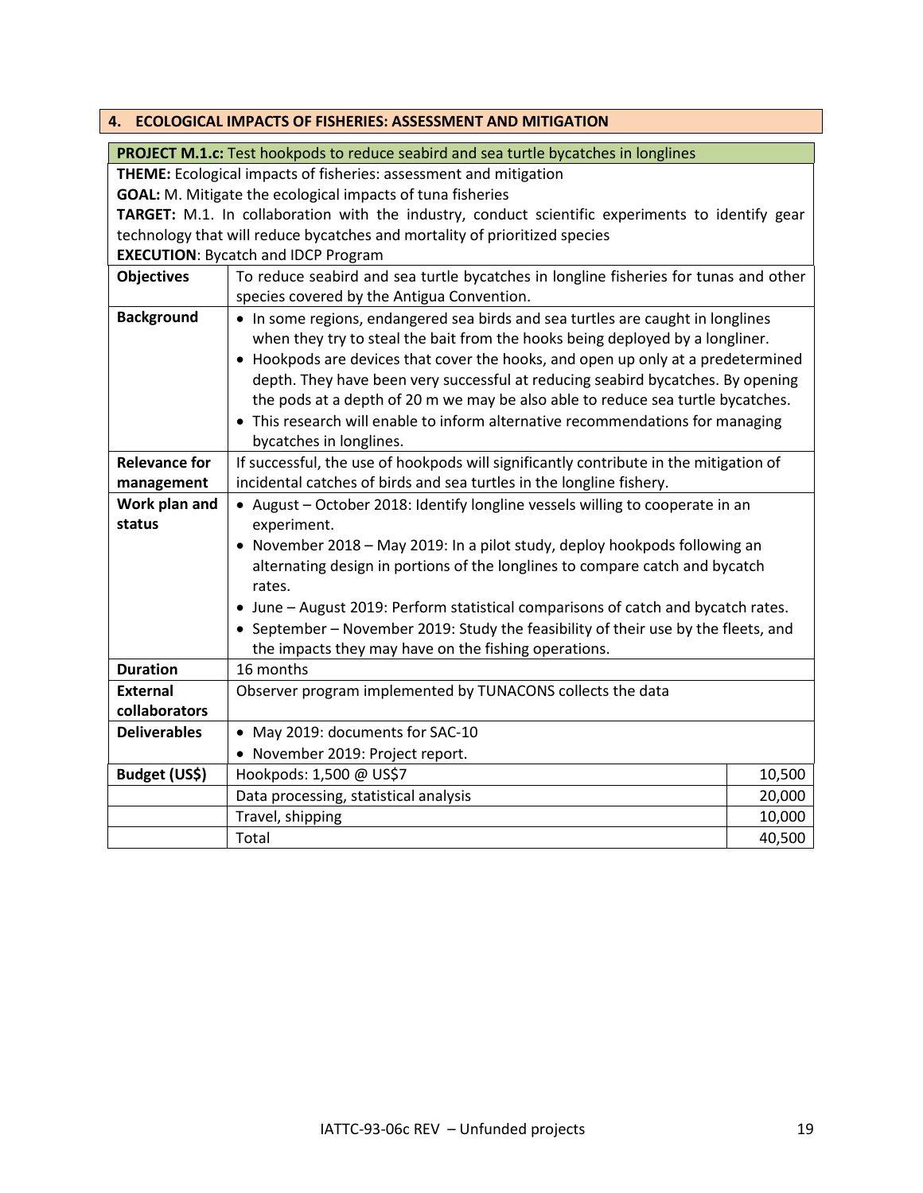## 4. ECOLOGICAL IMPACTS OF FISHERIES: ASSESSMENT AND MITIGATION

**PROJECT M.1.c:** Test hookpods to reduce seabird and sea turtle bycatches in longlines

**THEME:** Ecological impacts of fisheries: assessment and mitigation
**GOAL:** M. Mitigate the ecological impacts of tuna fisheries
**TARGET:** M.1. In collaboration with the industry, conduct scientific experiments to identify gear technology that will reduce bycatches and mortality of prioritized species
**EXECUTION**: Bycatch and IDCP Program

| | | |
|---|---|---|
| **Objectives** | To reduce seabird and sea turtle bycatches in longline fisheries for tunas and other species covered by the Antigua Convention. | |
| **Background** | • In some regions, endangered sea birds and sea turtles are caught in longlines when they try to steal the bait from the hooks being deployed by a longliner.<br>• Hookpods are devices that cover the hooks, and open up only at a predetermined depth. They have been very successful at reducing seabird bycatches. By opening the pods at a depth of 20 m we may be also able to reduce sea turtle bycatches.<br>• This research will enable to inform alternative recommendations for managing bycatches in longlines. | |
| **Relevance for management** | If successful, the use of hookpods will significantly contribute in the mitigation of incidental catches of birds and sea turtles in the longline fishery. | |
| **Work plan and status** | • August – October 2018: Identify longline vessels willing to cooperate in an experiment.<br>• November 2018 – May 2019: In a pilot study, deploy hookpods following an alternating design in portions of the longlines to compare catch and bycatch rates.<br>• June – August 2019: Perform statistical comparisons of catch and bycatch rates.<br>• September – November 2019: Study the feasibility of their use by the fleets, and the impacts they may have on the fishing operations. | |
| **Duration** | 16 months | |
| **External collaborators** | Observer program implemented by TUNACONS collects the data | |
| **Deliverables** | • May 2019: documents for SAC-10<br>• November 2019: Project report. | |
| **Budget (US$)** | Hookpods: 1,500 @ US$7 | 10,500 |
| | Data processing, statistical analysis | 20,000 |
| | Travel, shipping | 10,000 |
| | Total | 40,500 |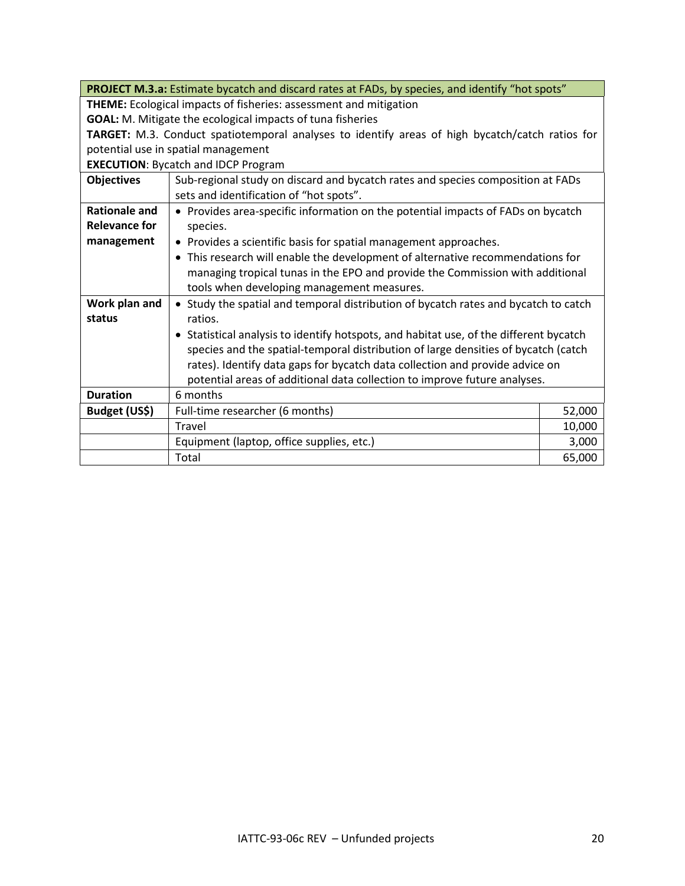| **PROJECT M.3.a:** Estimate bycatch and discard rates at FADs, by species, and identify "hot spots" | | |
|---|---|---|
| **THEME:** Ecological impacts of fisheries: assessment and mitigation<br>**GOAL:** M. Mitigate the ecological impacts of tuna fisheries<br>**TARGET:** M.3. Conduct spatiotemporal analyses to identify areas of high bycatch/catch ratios for potential use in spatial management<br>**EXECUTION**: Bycatch and IDCP Program | | |
| **Objectives** | Sub-regional study on discard and bycatch rates and species composition at FADs sets and identification of "hot spots". | |
| **Rationale and Relevance for management** | • Provides area-specific information on the potential impacts of FADs on bycatch species.<br>• Provides a scientific basis for spatial management approaches.<br>• This research will enable the development of alternative recommendations for managing tropical tunas in the EPO and provide the Commission with additional tools when developing management measures. | |
| **Work plan and status** | • Study the spatial and temporal distribution of bycatch rates and bycatch to catch ratios.<br>• Statistical analysis to identify hotspots, and habitat use, of the different bycatch species and the spatial-temporal distribution of large densities of bycatch (catch rates). Identify data gaps for bycatch data collection and provide advice on potential areas of additional data collection to improve future analyses. | |
| **Duration** | 6 months | |
| **Budget (US$)** | Full-time researcher (6 months) | 52,000 |
| | Travel | 10,000 |
| | Equipment (laptop, office supplies, etc.) | 3,000 |
| | Total | 65,000 |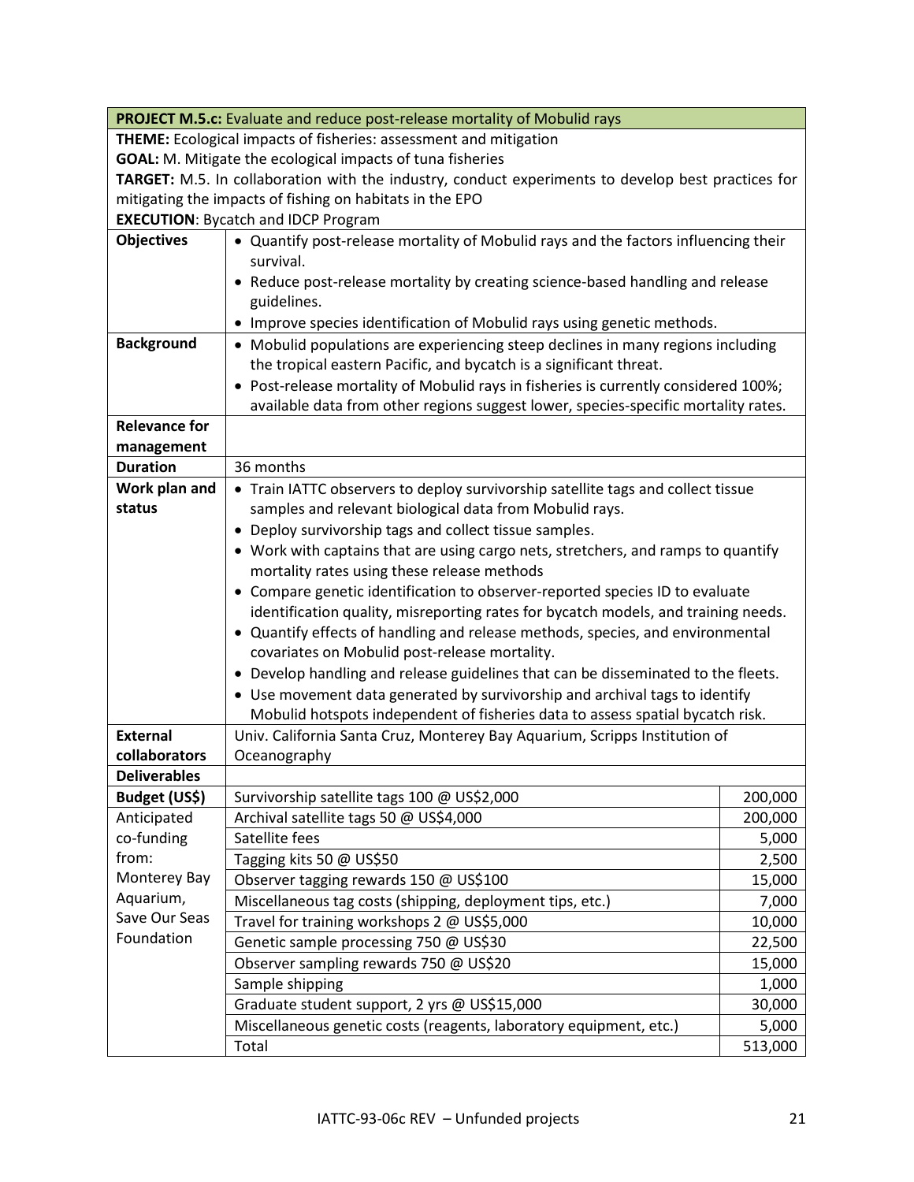| **PROJECT M.5.c:** Evaluate and reduce post-release mortality of Mobulid rays | | |
|---|---|---|
| **THEME:** Ecological impacts of fisheries: assessment and mitigation<br>**GOAL:** M. Mitigate the ecological impacts of tuna fisheries<br>**TARGET:** M.5. In collaboration with the industry, conduct experiments to develop best practices for mitigating the impacts of fishing on habitats in the EPO<br>**EXECUTION**: Bycatch and IDCP Program | | |
| **Objectives** | • Quantify post-release mortality of Mobulid rays and the factors influencing their survival.<br>• Reduce post-release mortality by creating science-based handling and release guidelines.<br>• Improve species identification of Mobulid rays using genetic methods. | |
| **Background** | • Mobulid populations are experiencing steep declines in many regions including the tropical eastern Pacific, and bycatch is a significant threat.<br>• Post-release mortality of Mobulid rays in fisheries is currently considered 100%; available data from other regions suggest lower, species-specific mortality rates. | |
| **Relevance for management** | | |
| **Duration** | 36 months | |
| **Work plan and status** | • Train IATTC observers to deploy survivorship satellite tags and collect tissue samples and relevant biological data from Mobulid rays.<br>• Deploy survivorship tags and collect tissue samples.<br>• Work with captains that are using cargo nets, stretchers, and ramps to quantify mortality rates using these release methods<br>• Compare genetic identification to observer-reported species ID to evaluate identification quality, misreporting rates for bycatch models, and training needs.<br>• Quantify effects of handling and release methods, species, and environmental covariates on Mobulid post-release mortality.<br>• Develop handling and release guidelines that can be disseminated to the fleets.<br>• Use movement data generated by survivorship and archival tags to identify Mobulid hotspots independent of fisheries data to assess spatial bycatch risk. | |
| **External collaborators** | Univ. California Santa Cruz, Monterey Bay Aquarium, Scripps Institution of Oceanography | |
| **Deliverables** | | |
| **Budget (US$)** | Survivorship satellite tags 100 @ US$2,000 | 200,000 |
| Anticipated co-funding from: Monterey Bay Aquarium, Save Our Seas Foundation | Archival satellite tags 50 @ US$4,000 | 200,000 |
| | Satellite fees | 5,000 |
| | Tagging kits 50 @ US$50 | 2,500 |
| | Observer tagging rewards 150 @ US$100 | 15,000 |
| | Miscellaneous tag costs (shipping, deployment tips, etc.) | 7,000 |
| | Travel for training workshops 2 @ US$5,000 | 10,000 |
| | Genetic sample processing 750 @ US$30 | 22,500 |
| | Observer sampling rewards 750 @ US$20 | 15,000 |
| | Sample shipping | 1,000 |
| | Graduate student support, 2 yrs @ US$15,000 | 30,000 |
| | Miscellaneous genetic costs (reagents, laboratory equipment, etc.) | 5,000 |
| | Total | 513,000 |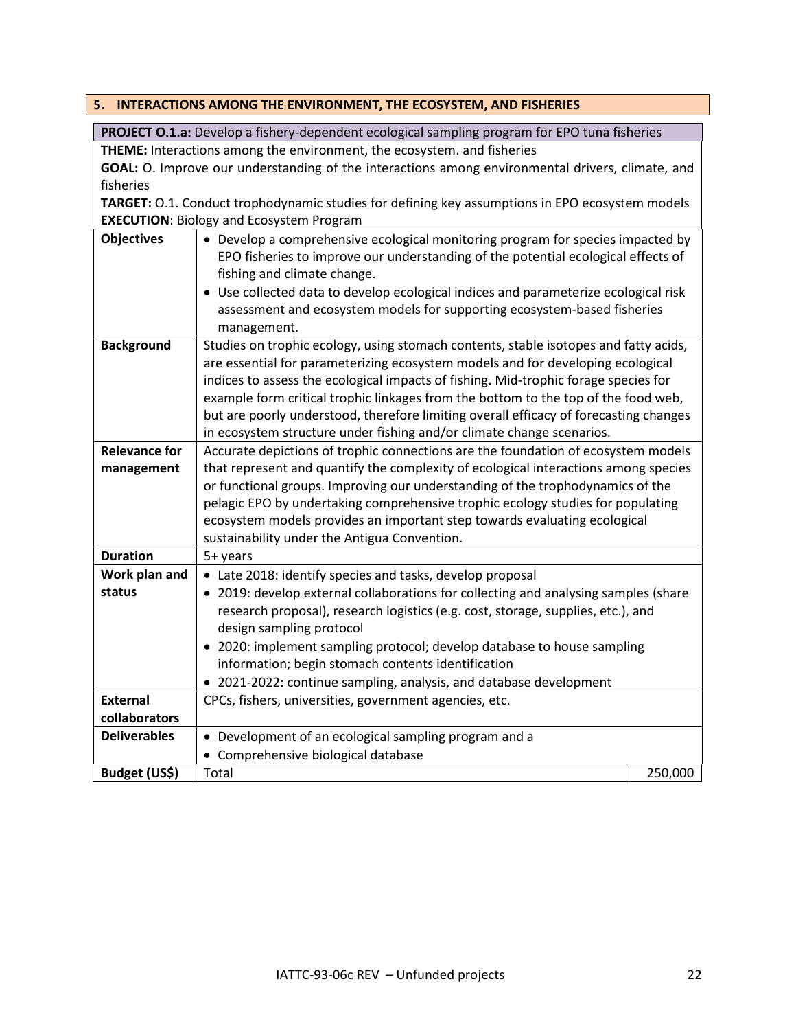## 5. INTERACTIONS AMONG THE ENVIRONMENT, THE ECOSYSTEM, AND FISHERIES

| **PROJECT O.1.a:** Develop a fishery-dependent ecological sampling program for EPO tuna fisheries | | |
|---|---|---|
| **THEME:** Interactions among the environment, the ecosystem. and fisheries<br>**GOAL:** O. Improve our understanding of the interactions among environmental drivers, climate, and fisheries<br>**TARGET:** O.1. Conduct trophodynamic studies for defining key assumptions in EPO ecosystem models<br>**EXECUTION**: Biology and Ecosystem Program | | |
| **Objectives** | • Develop a comprehensive ecological monitoring program for species impacted by EPO fisheries to improve our understanding of the potential ecological effects of fishing and climate change.<br>• Use collected data to develop ecological indices and parameterize ecological risk assessment and ecosystem models for supporting ecosystem-based fisheries management. | |
| **Background** | Studies on trophic ecology, using stomach contents, stable isotopes and fatty acids, are essential for parameterizing ecosystem models and for developing ecological indices to assess the ecological impacts of fishing. Mid-trophic forage species for example form critical trophic linkages from the bottom to the top of the food web, but are poorly understood, therefore limiting overall efficacy of forecasting changes in ecosystem structure under fishing and/or climate change scenarios. | |
| **Relevance for management** | Accurate depictions of trophic connections are the foundation of ecosystem models that represent and quantify the complexity of ecological interactions among species or functional groups. Improving our understanding of the trophodynamics of the pelagic EPO by undertaking comprehensive trophic ecology studies for populating ecosystem models provides an important step towards evaluating ecological sustainability under the Antigua Convention. | |
| **Duration** | 5+ years | |
| **Work plan and status** | • Late 2018: identify species and tasks, develop proposal<br>• 2019: develop external collaborations for collecting and analysing samples (share research proposal), research logistics (e.g. cost, storage, supplies, etc.), and design sampling protocol<br>• 2020: implement sampling protocol; develop database to house sampling information; begin stomach contents identification<br>• 2021-2022: continue sampling, analysis, and database development | |
| **External collaborators** | CPCs, fishers, universities, government agencies, etc. | |
| **Deliverables** | • Development of an ecological sampling program and a<br>• Comprehensive biological database | |
| **Budget (US$)** | Total | 250,000 |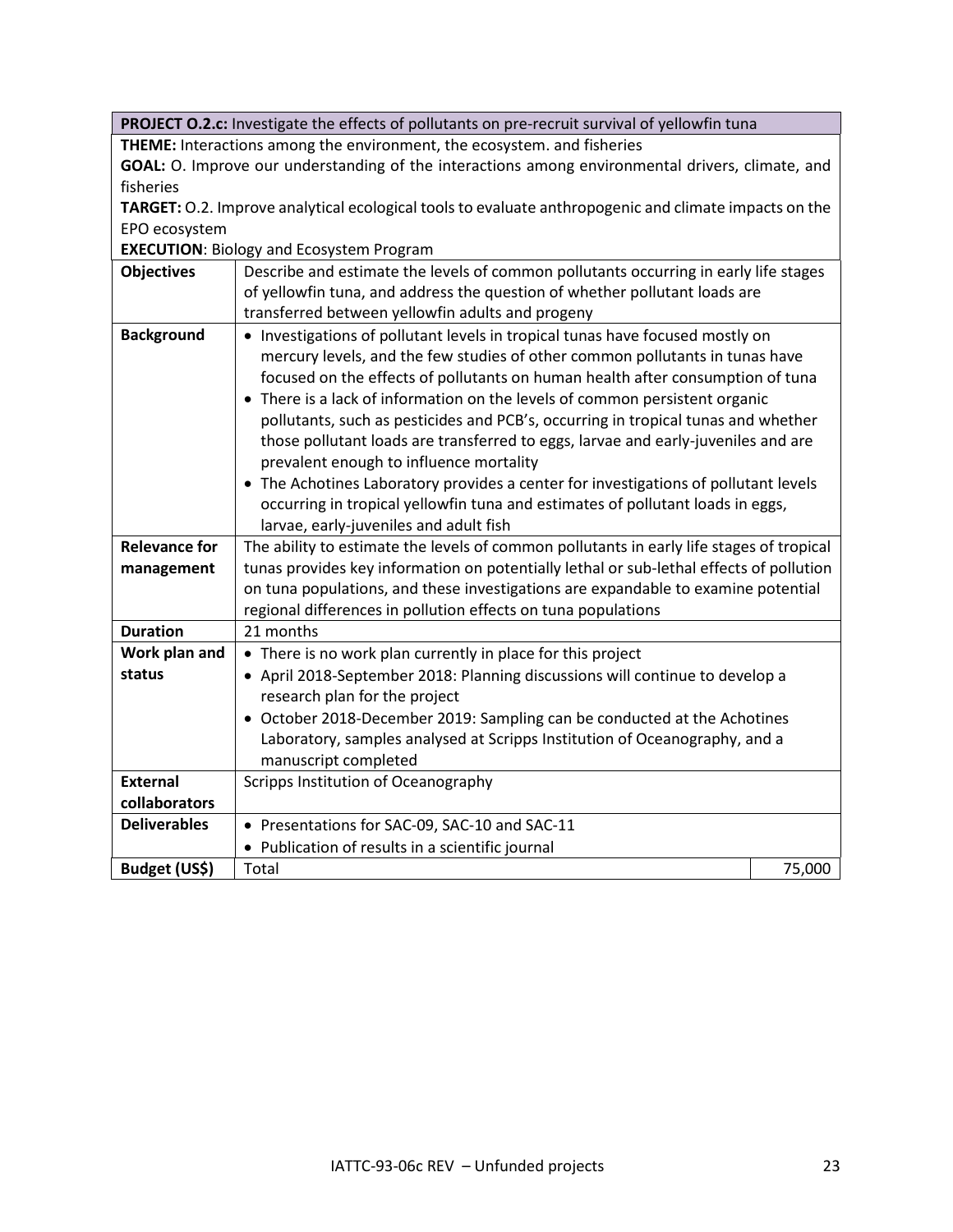| **PROJECT O.2.c:** Investigate the effects of pollutants on pre-recruit survival of yellowfin tuna | | |
|---|---|---|
| **THEME:** Interactions among the environment, the ecosystem. and fisheries<br>**GOAL:** O. Improve our understanding of the interactions among environmental drivers, climate, and fisheries<br>**TARGET:** O.2. Improve analytical ecological tools to evaluate anthropogenic and climate impacts on the EPO ecosystem<br>**EXECUTION**: Biology and Ecosystem Program | | |
| **Objectives** | Describe and estimate the levels of common pollutants occurring in early life stages of yellowfin tuna, and address the question of whether pollutant loads are transferred between yellowfin adults and progeny | |
| **Background** | • Investigations of pollutant levels in tropical tunas have focused mostly on mercury levels, and the few studies of other common pollutants in tunas have focused on the effects of pollutants on human health after consumption of tuna<br>• There is a lack of information on the levels of common persistent organic pollutants, such as pesticides and PCB's, occurring in tropical tunas and whether those pollutant loads are transferred to eggs, larvae and early-juveniles and are prevalent enough to influence mortality<br>• The Achotines Laboratory provides a center for investigations of pollutant levels occurring in tropical yellowfin tuna and estimates of pollutant loads in eggs, larvae, early-juveniles and adult fish | |
| **Relevance for management** | The ability to estimate the levels of common pollutants in early life stages of tropical tunas provides key information on potentially lethal or sub-lethal effects of pollution on tuna populations, and these investigations are expandable to examine potential regional differences in pollution effects on tuna populations | |
| **Duration** | 21 months | |
| **Work plan and status** | • There is no work plan currently in place for this project<br>• April 2018-September 2018: Planning discussions will continue to develop a research plan for the project<br>• October 2018-December 2019: Sampling can be conducted at the Achotines Laboratory, samples analysed at Scripps Institution of Oceanography, and a manuscript completed | |
| **External collaborators** | Scripps Institution of Oceanography | |
| **Deliverables** | • Presentations for SAC-09, SAC-10 and SAC-11<br>• Publication of results in a scientific journal | |
| **Budget (US$)** | Total | 75,000 |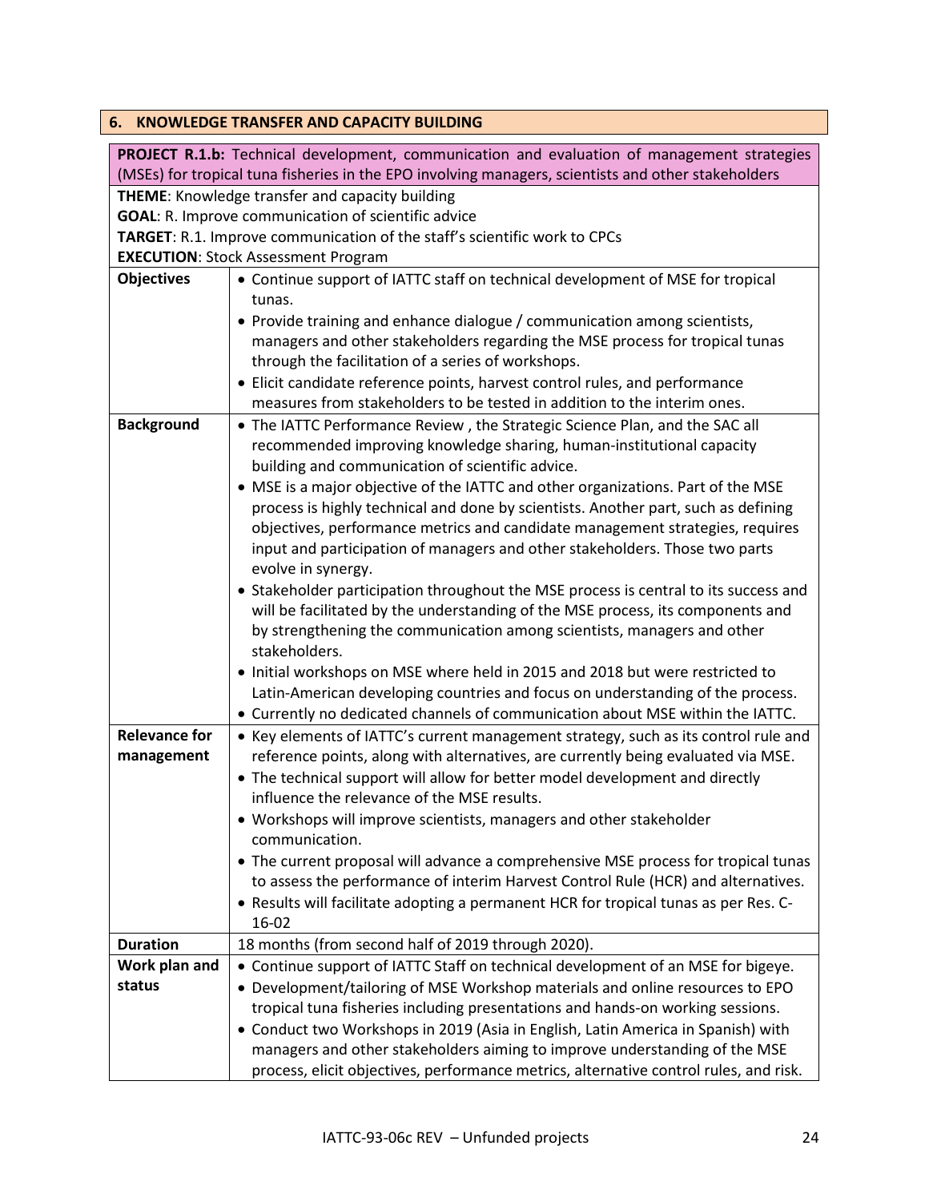## 6. KNOWLEDGE TRANSFER AND CAPACITY BUILDING

**PROJECT R.1.b:** Technical development, communication and evaluation of management strategies (MSEs) for tropical tuna fisheries in the EPO involving managers, scientists and other stakeholders

**THEME**: Knowledge transfer and capacity building
**GOAL**: R. Improve communication of scientific advice
**TARGET**: R.1. Improve communication of the staff's scientific work to CPCs
**EXECUTION**: Stock Assessment Program

| | |
|---|---|
| **Objectives** | • Continue support of IATTC staff on technical development of MSE for tropical tunas.<br>• Provide training and enhance dialogue / communication among scientists, managers and other stakeholders regarding the MSE process for tropical tunas through the facilitation of a series of workshops.<br>• Elicit candidate reference points, harvest control rules, and performance measures from stakeholders to be tested in addition to the interim ones. |
| **Background** | • The IATTC Performance Review , the Strategic Science Plan, and the SAC all recommended improving knowledge sharing, human-institutional capacity building and communication of scientific advice.<br>• MSE is a major objective of the IATTC and other organizations. Part of the MSE process is highly technical and done by scientists. Another part, such as defining objectives, performance metrics and candidate management strategies, requires input and participation of managers and other stakeholders. Those two parts evolve in synergy.<br>• Stakeholder participation throughout the MSE process is central to its success and will be facilitated by the understanding of the MSE process, its components and by strengthening the communication among scientists, managers and other stakeholders.<br>• Initial workshops on MSE where held in 2015 and 2018 but were restricted to Latin-American developing countries and focus on understanding of the process.<br>• Currently no dedicated channels of communication about MSE within the IATTC. |
| **Relevance for management** | • Key elements of IATTC's current management strategy, such as its control rule and reference points, along with alternatives, are currently being evaluated via MSE.<br>• The technical support will allow for better model development and directly influence the relevance of the MSE results.<br>• Workshops will improve scientists, managers and other stakeholder communication.<br>• The current proposal will advance a comprehensive MSE process for tropical tunas to assess the performance of interim Harvest Control Rule (HCR) and alternatives.<br>• Results will facilitate adopting a permanent HCR for tropical tunas as per Res. C-16-02 |
| **Duration** | 18 months (from second half of 2019 through 2020). |
| **Work plan and status** | • Continue support of IATTC Staff on technical development of an MSE for bigeye.<br>• Development/tailoring of MSE Workshop materials and online resources to EPO tropical tuna fisheries including presentations and hands-on working sessions.<br>• Conduct two Workshops in 2019 (Asia in English, Latin America in Spanish) with managers and other stakeholders aiming to improve understanding of the MSE process, elicit objectives, performance metrics, alternative control rules, and risk. |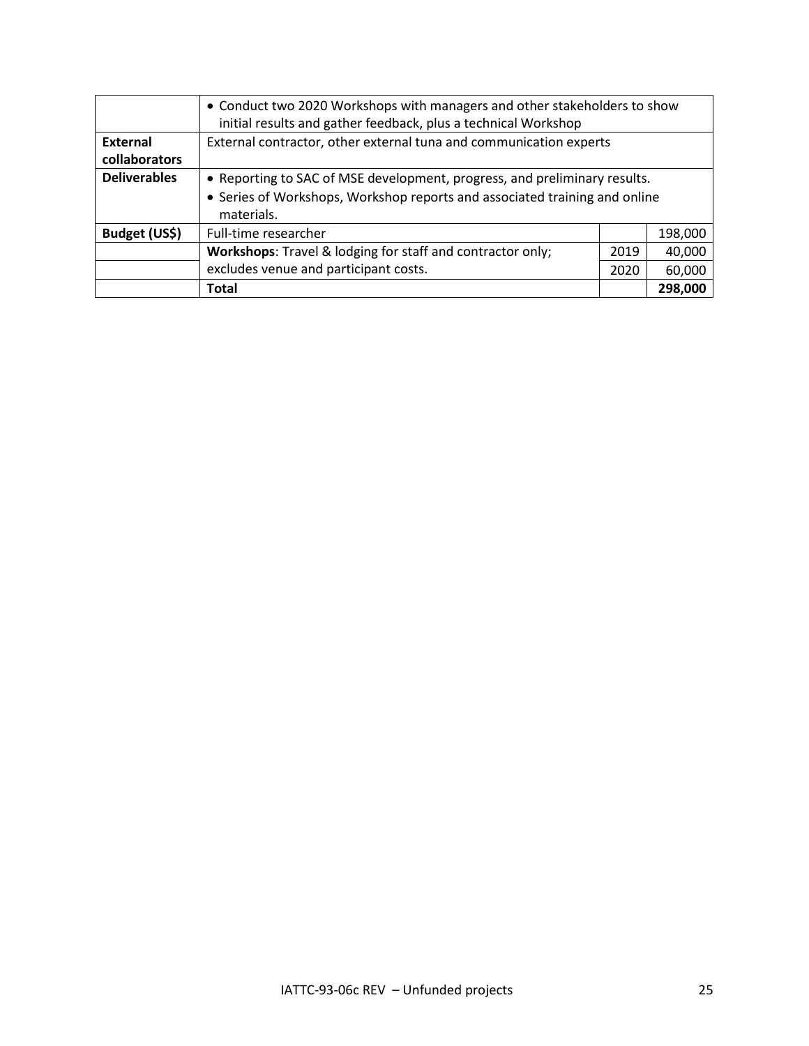| | | | |
|---|---|---|---|
| | • Conduct two 2020 Workshops with managers and other stakeholders to show initial results and gather feedback, plus a technical Workshop | | |
| **External collaborators** | External contractor, other external tuna and communication experts | | |
| **Deliverables** | • Reporting to SAC of MSE development, progress, and preliminary results.<br>• Series of Workshops, Workshop reports and associated training and online materials. | | |
| **Budget (US$)** | Full-time researcher | | 198,000 |
| | **Workshops**: Travel & lodging for staff and contractor only; excludes venue and participant costs. | 2019 | 40,000 |
| | | 2020 | 60,000 |
| | **Total** | | **298,000** |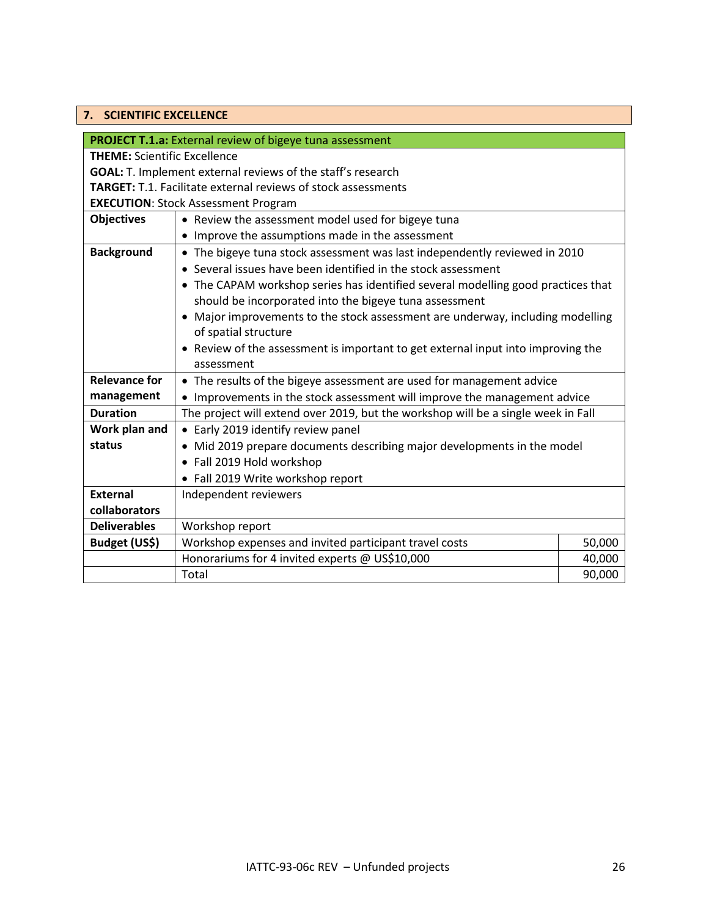## 7. SCIENTIFIC EXCELLENCE

| **PROJECT T.1.a:** External review of bigeye tuna assessment | | |
|---|---|---|
| **THEME:** Scientific Excellence<br>**GOAL:** T. Implement external reviews of the staff's research<br>**TARGET:** T.1. Facilitate external reviews of stock assessments<br>**EXECUTION**: Stock Assessment Program | | |
| **Objectives** | • Review the assessment model used for bigeye tuna<br>• Improve the assumptions made in the assessment | |
| **Background** | • The bigeye tuna stock assessment was last independently reviewed in 2010<br>• Several issues have been identified in the stock assessment<br>• The CAPAM workshop series has identified several modelling good practices that should be incorporated into the bigeye tuna assessment<br>• Major improvements to the stock assessment are underway, including modelling of spatial structure<br>• Review of the assessment is important to get external input into improving the assessment | |
| **Relevance for management** | • The results of the bigeye assessment are used for management advice<br>• Improvements in the stock assessment will improve the management advice | |
| **Duration** | The project will extend over 2019, but the workshop will be a single week in Fall | |
| **Work plan and status** | • Early 2019 identify review panel<br>• Mid 2019 prepare documents describing major developments in the model<br>• Fall 2019 Hold workshop<br>• Fall 2019 Write workshop report | |
| **External collaborators** | Independent reviewers | |
| **Deliverables** | Workshop report | |
| **Budget (US$)** | Workshop expenses and invited participant travel costs | 50,000 |
| | Honorariums for 4 invited experts @ US$10,000 | 40,000 |
| | Total | 90,000 |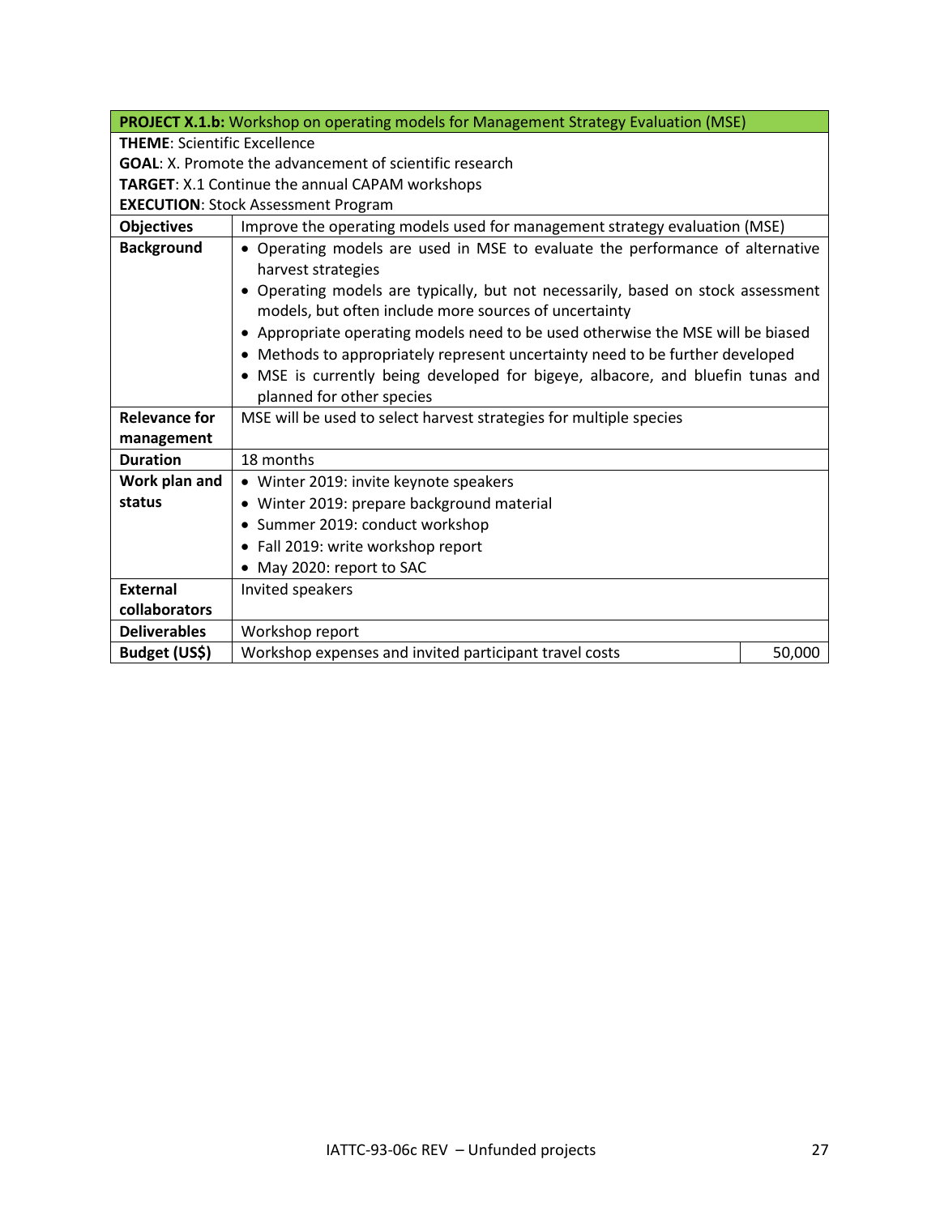| **PROJECT X.1.b:** Workshop on operating models for Management Strategy Evaluation (MSE) | | |
|---|---|---|
| **THEME**: Scientific Excellence<br>**GOAL**: X. Promote the advancement of scientific research<br>**TARGET**: X.1 Continue the annual CAPAM workshops<br>**EXECUTION**: Stock Assessment Program | | |
| **Objectives** | Improve the operating models used for management strategy evaluation (MSE) | |
| **Background** | • Operating models are used in MSE to evaluate the performance of alternative harvest strategies<br>• Operating models are typically, but not necessarily, based on stock assessment models, but often include more sources of uncertainty<br>• Appropriate operating models need to be used otherwise the MSE will be biased<br>• Methods to appropriately represent uncertainty need to be further developed<br>• MSE is currently being developed for bigeye, albacore, and bluefin tunas and planned for other species | |
| **Relevance for management** | MSE will be used to select harvest strategies for multiple species | |
| **Duration** | 18 months | |
| **Work plan and status** | • Winter 2019: invite keynote speakers<br>• Winter 2019: prepare background material<br>• Summer 2019: conduct workshop<br>• Fall 2019: write workshop report<br>• May 2020: report to SAC | |
| **External collaborators** | Invited speakers | |
| **Deliverables** | Workshop report | |
| **Budget (US$)** | Workshop expenses and invited participant travel costs | 50,000 |